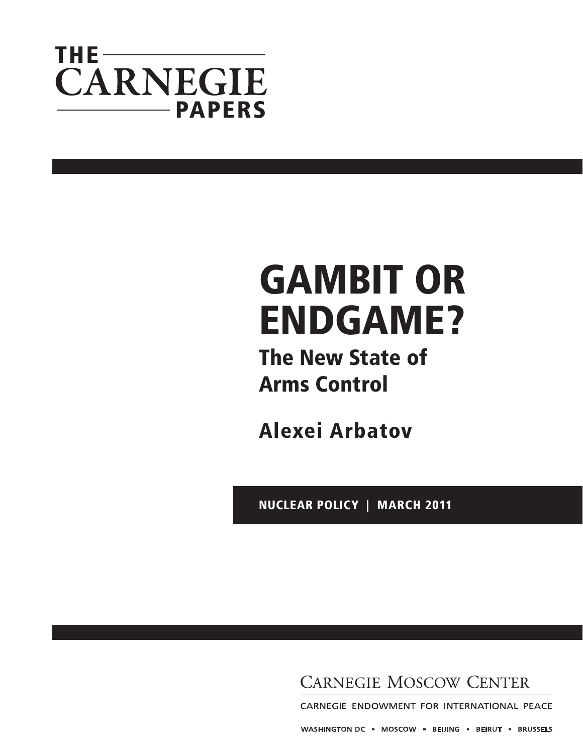THE CARNEGIE PAPERS

# GAMBIT OR ENDGAME?

## The New State of Arms Control

**Alexei Arbatov**

NUCLEAR POLICY | MARCH 2011

CARNEGIE MOSCOW CENTER

CARNEGIE ENDOWMENT FOR INTERNATIONAL PEACE

WASHINGTON DC ▪ MOSCOW ▪ BEIJING ▪ BEIRUT ▪ BRUSSELS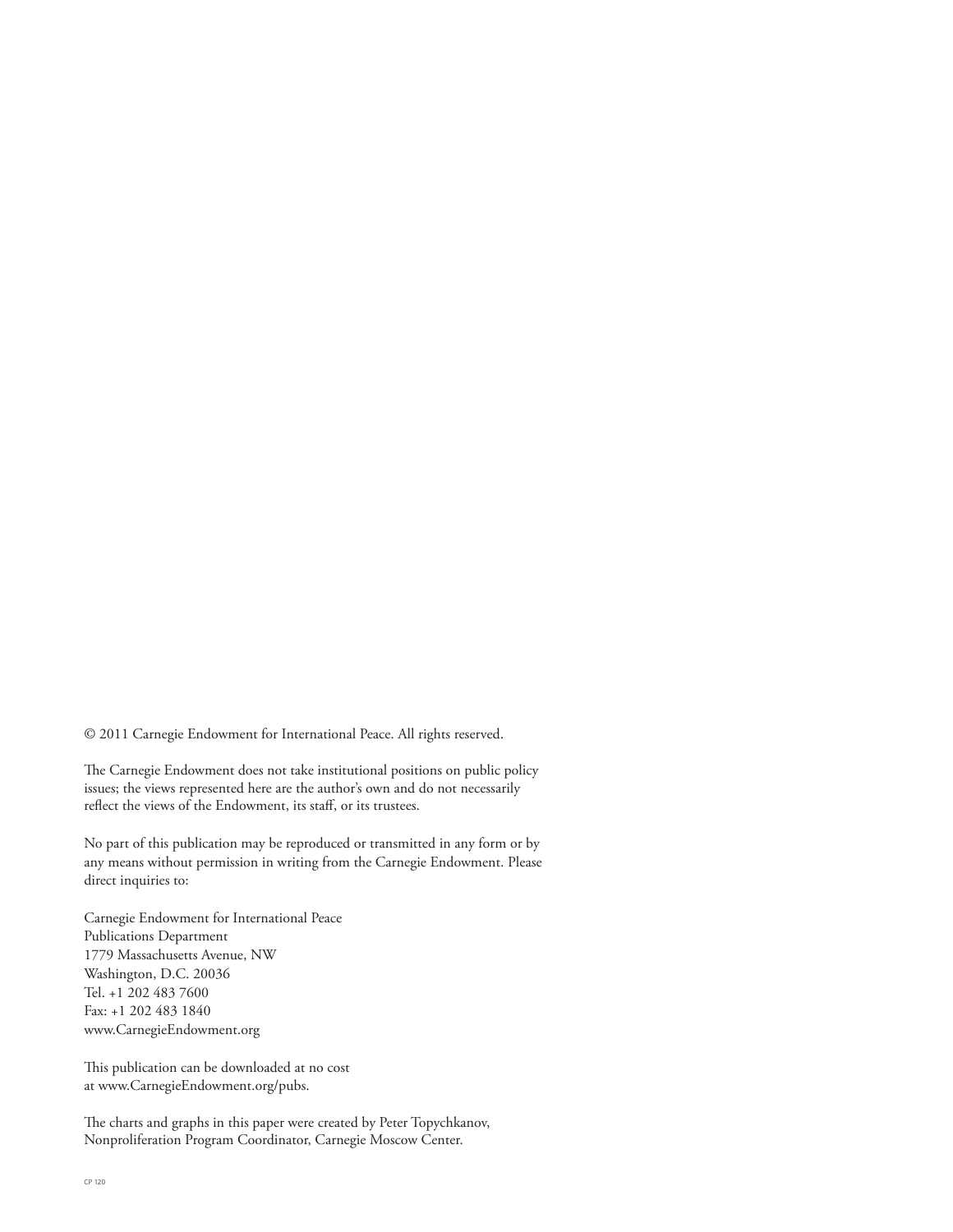© 2011 Carnegie Endowment for International Peace. All rights reserved.

The Carnegie Endowment does not take institutional positions on public policy issues; the views represented here are the author's own and do not necessarily reflect the views of the Endowment, its staff, or its trustees.

No part of this publication may be reproduced or transmitted in any form or by any means without permission in writing from the Carnegie Endowment. Please direct inquiries to:

Carnegie Endowment for International Peace
Publications Department
1779 Massachusetts Avenue, NW
Washington, D.C. 20036
Tel. +1 202 483 7600
Fax: +1 202 483 1840
www.CarnegieEndowment.org

This publication can be downloaded at no cost at www.CarnegieEndowment.org/pubs.

The charts and graphs in this paper were created by Peter Topychkanov, Nonproliferation Program Coordinator, Carnegie Moscow Center.

CP 120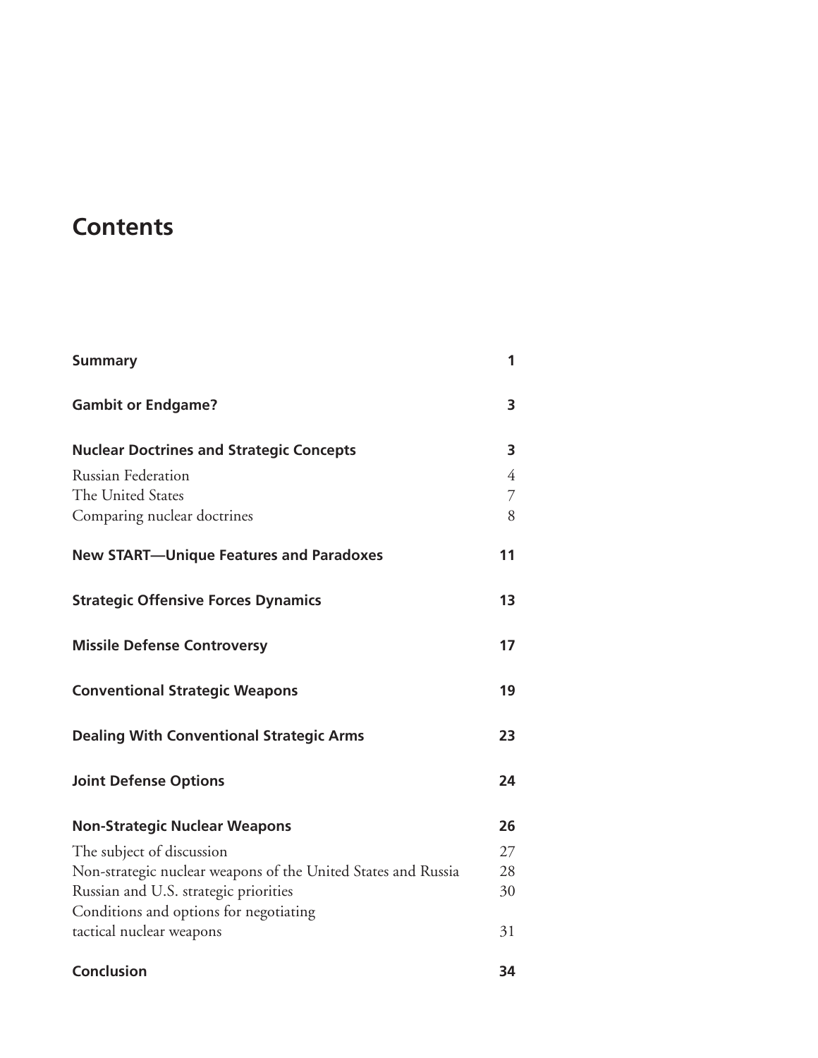# Contents

| | |
|---|---|
| **Summary** | **1** |
| **Gambit or Endgame?** | **3** |
| **Nuclear Doctrines and Strategic Concepts** | **3** |
| Russian Federation | 4 |
| The United States | 7 |
| Comparing nuclear doctrines | 8 |
| **New START—Unique Features and Paradoxes** | **11** |
| **Strategic Offensive Forces Dynamics** | **13** |
| **Missile Defense Controversy** | **17** |
| **Conventional Strategic Weapons** | **19** |
| **Dealing With Conventional Strategic Arms** | **23** |
| **Joint Defense Options** | **24** |
| **Non-Strategic Nuclear Weapons** | **26** |
| The subject of discussion | 27 |
| Non-strategic nuclear weapons of the United States and Russia | 28 |
| Russian and U.S. strategic priorities | 30 |
| Conditions and options for negotiating tactical nuclear weapons | 31 |
| **Conclusion** | **34** |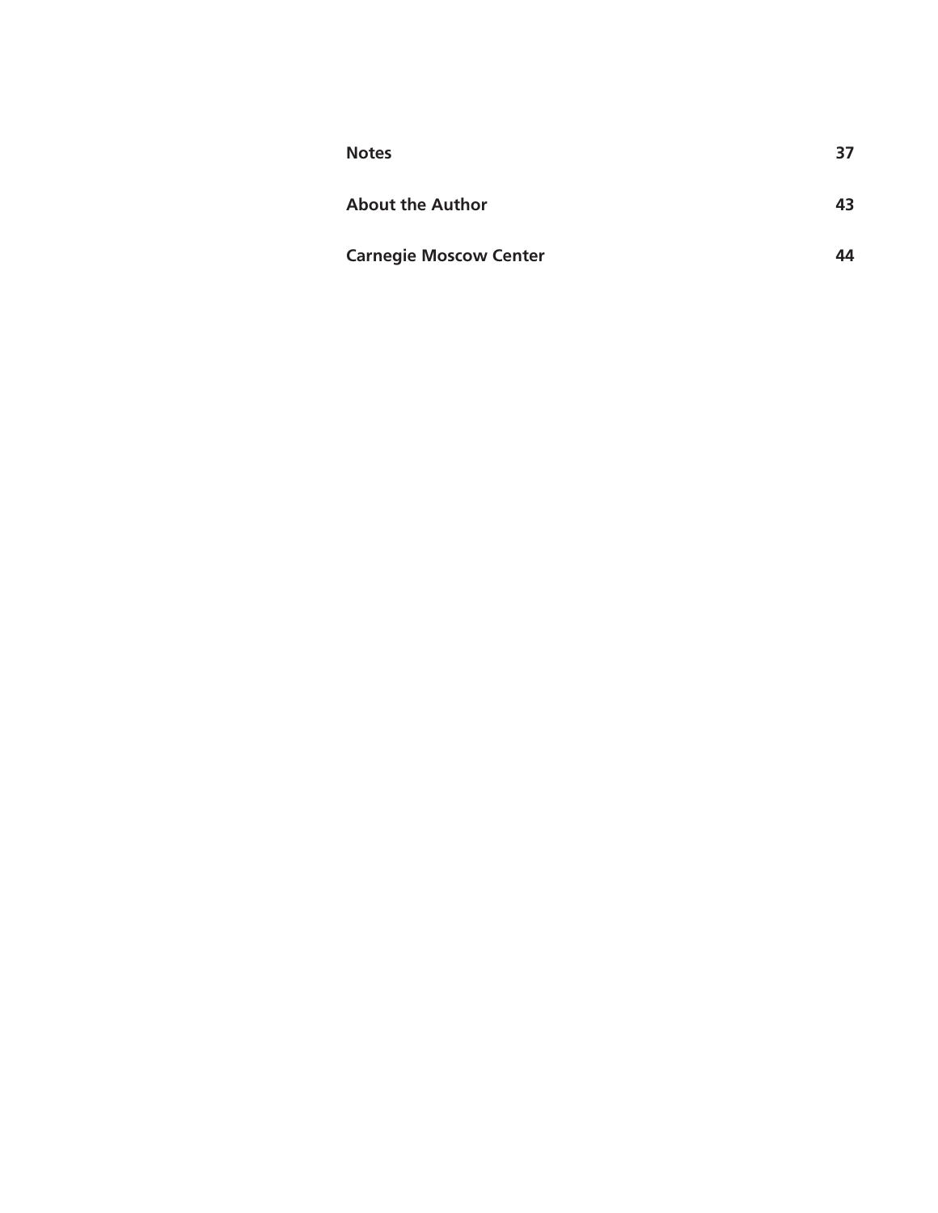| | |
|---|---|
| **Notes** | **37** |
| **About the Author** | **43** |
| **Carnegie Moscow Center** | **44** |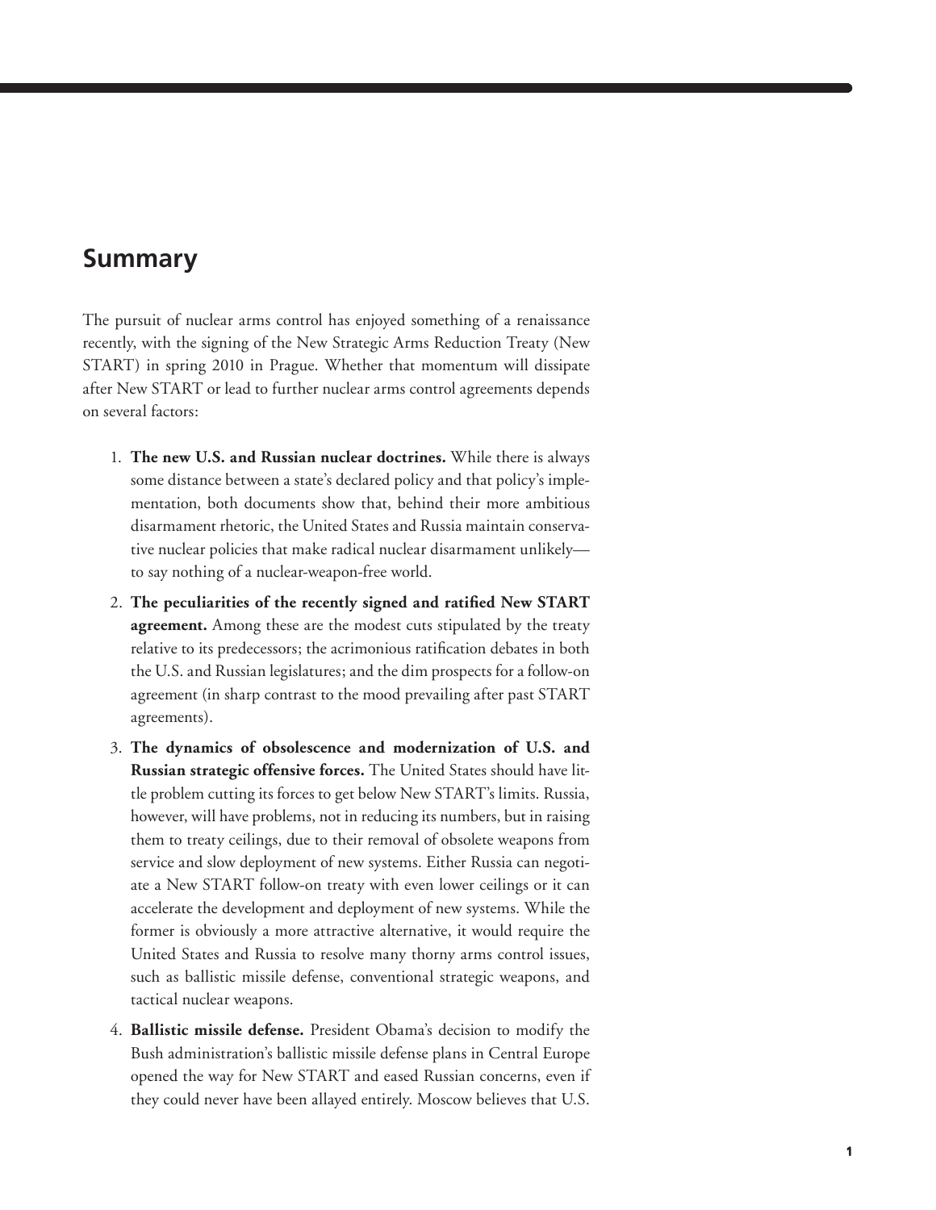## Summary

The pursuit of nuclear arms control has enjoyed something of a renaissance recently, with the signing of the New Strategic Arms Reduction Treaty (New START) in spring 2010 in Prague. Whether that momentum will dissipate after New START or lead to further nuclear arms control agreements depends on several factors:

1. **The new U.S. and Russian nuclear doctrines.** While there is always some distance between a state's declared policy and that policy's implementation, both documents show that, behind their more ambitious disarmament rhetoric, the United States and Russia maintain conservative nuclear policies that make radical nuclear disarmament unlikely—to say nothing of a nuclear-weapon-free world.
2. **The peculiarities of the recently signed and ratified New START agreement.** Among these are the modest cuts stipulated by the treaty relative to its predecessors; the acrimonious ratification debates in both the U.S. and Russian legislatures; and the dim prospects for a follow-on agreement (in sharp contrast to the mood prevailing after past START agreements).
3. **The dynamics of obsolescence and modernization of U.S. and Russian strategic offensive forces.** The United States should have little problem cutting its forces to get below New START's limits. Russia, however, will have problems, not in reducing its numbers, but in raising them to treaty ceilings, due to their removal of obsolete weapons from service and slow deployment of new systems. Either Russia can negotiate a New START follow-on treaty with even lower ceilings or it can accelerate the development and deployment of new systems. While the former is obviously a more attractive alternative, it would require the United States and Russia to resolve many thorny arms control issues, such as ballistic missile defense, conventional strategic weapons, and tactical nuclear weapons.
4. **Ballistic missile defense.** President Obama's decision to modify the Bush administration's ballistic missile defense plans in Central Europe opened the way for New START and eased Russian concerns, even if they could never have been allayed entirely. Moscow believes that U.S.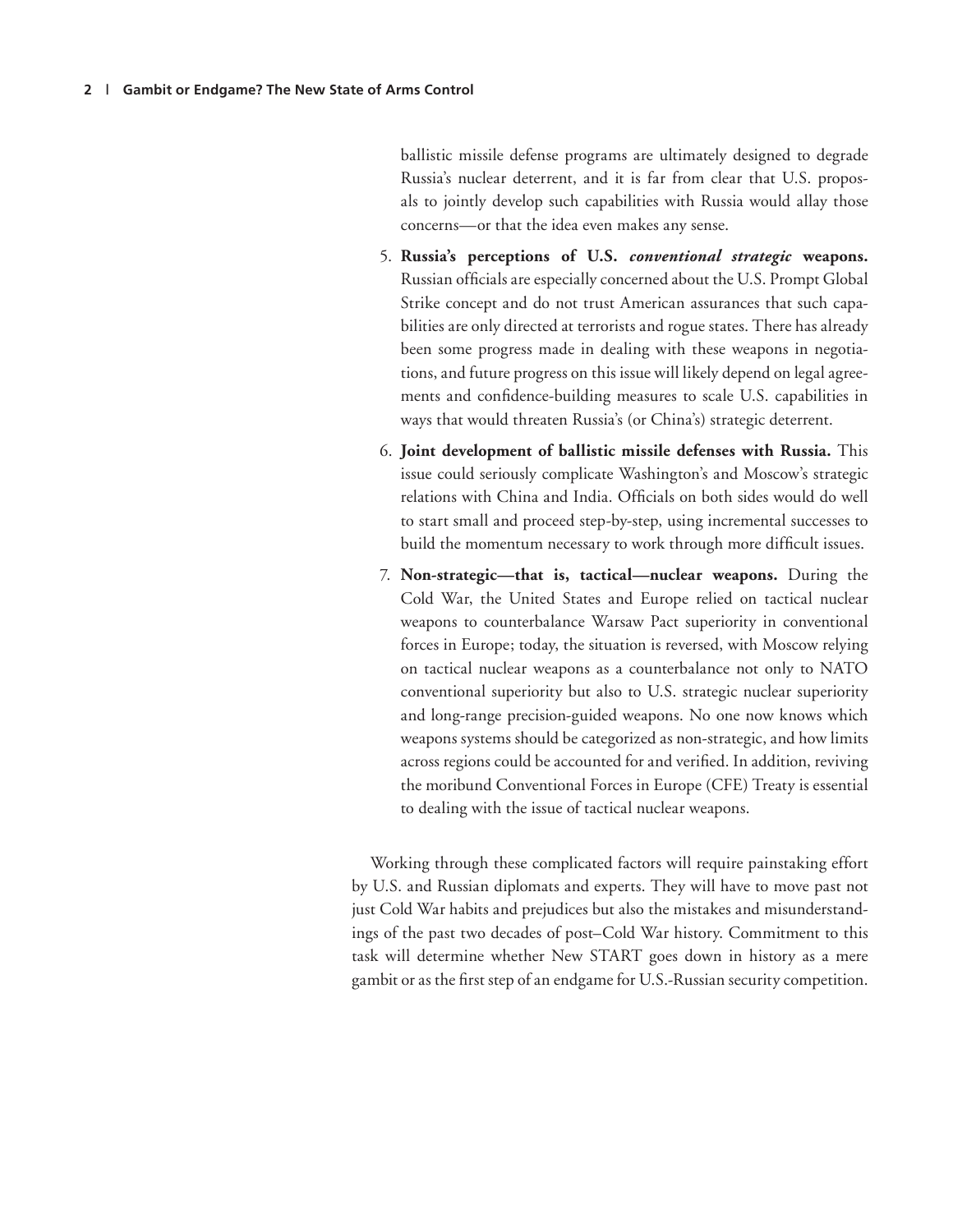ballistic missile defense programs are ultimately designed to degrade Russia's nuclear deterrent, and it is far from clear that U.S. proposals to jointly develop such capabilities with Russia would allay those concerns—or that the idea even makes any sense.

5. **Russia's perceptions of U.S. *conventional strategic* weapons.** Russian officials are especially concerned about the U.S. Prompt Global Strike concept and do not trust American assurances that such capabilities are only directed at terrorists and rogue states. There has already been some progress made in dealing with these weapons in negotiations, and future progress on this issue will likely depend on legal agreements and confidence-building measures to scale U.S. capabilities in ways that would threaten Russia's (or China's) strategic deterrent.

6. **Joint development of ballistic missile defenses with Russia.** This issue could seriously complicate Washington's and Moscow's strategic relations with China and India. Officials on both sides would do well to start small and proceed step-by-step, using incremental successes to build the momentum necessary to work through more difficult issues.

7. **Non-strategic—that is, tactical—nuclear weapons.** During the Cold War, the United States and Europe relied on tactical nuclear weapons to counterbalance Warsaw Pact superiority in conventional forces in Europe; today, the situation is reversed, with Moscow relying on tactical nuclear weapons as a counterbalance not only to NATO conventional superiority but also to U.S. strategic nuclear superiority and long-range precision-guided weapons. No one now knows which weapons systems should be categorized as non-strategic, and how limits across regions could be accounted for and verified. In addition, reviving the moribund Conventional Forces in Europe (CFE) Treaty is essential to dealing with the issue of tactical nuclear weapons.

Working through these complicated factors will require painstaking effort by U.S. and Russian diplomats and experts. They will have to move past not just Cold War habits and prejudices but also the mistakes and misunderstandings of the past two decades of post–Cold War history. Commitment to this task will determine whether New START goes down in history as a mere gambit or as the first step of an endgame for U.S.-Russian security competition.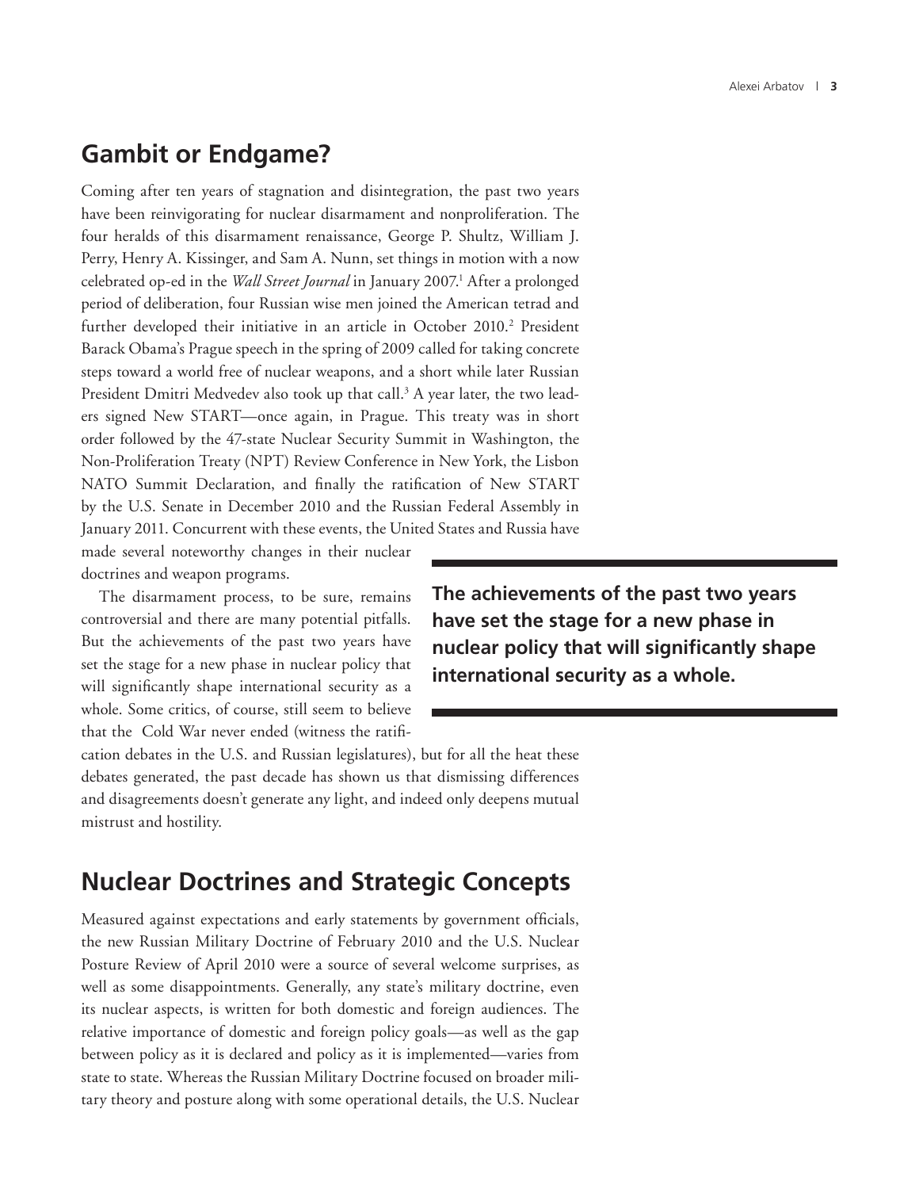## Gambit or Endgame?

Coming after ten years of stagnation and disintegration, the past two years have been reinvigorating for nuclear disarmament and nonproliferation. The four heralds of this disarmament renaissance, George P. Shultz, William J. Perry, Henry A. Kissinger, and Sam A. Nunn, set things in motion with a now celebrated op-ed in the *Wall Street Journal* in January 2007.[1] After a prolonged period of deliberation, four Russian wise men joined the American tetrad and further developed their initiative in an article in October 2010.[2] President Barack Obama's Prague speech in the spring of 2009 called for taking concrete steps toward a world free of nuclear weapons, and a short while later Russian President Dmitri Medvedev also took up that call.[3] A year later, the two leaders signed New START—once again, in Prague. This treaty was in short order followed by the 47-state Nuclear Security Summit in Washington, the Non-Proliferation Treaty (NPT) Review Conference in New York, the Lisbon NATO Summit Declaration, and finally the ratification of New START by the U.S. Senate in December 2010 and the Russian Federal Assembly in January 2011. Concurrent with these events, the United States and Russia have made several noteworthy changes in their nuclear doctrines and weapon programs.

The disarmament process, to be sure, remains controversial and there are many potential pitfalls. But the achievements of the past two years have set the stage for a new phase in nuclear policy that will significantly shape international security as a whole. Some critics, of course, still seem to believe that the Cold War never ended (witness the ratification debates in the U.S. and Russian legislatures), but for all the heat these debates generated, the past decade has shown us that dismissing differences and disagreements doesn't generate any light, and indeed only deepens mutual mistrust and hostility.

**The achievements of the past two years have set the stage for a new phase in nuclear policy that will significantly shape international security as a whole.**

## Nuclear Doctrines and Strategic Concepts

Measured against expectations and early statements by government officials, the new Russian Military Doctrine of February 2010 and the U.S. Nuclear Posture Review of April 2010 were a source of several welcome surprises, as well as some disappointments. Generally, any state's military doctrine, even its nuclear aspects, is written for both domestic and foreign audiences. The relative importance of domestic and foreign policy goals—as well as the gap between policy as it is declared and policy as it is implemented—varies from state to state. Whereas the Russian Military Doctrine focused on broader military theory and posture along with some operational details, the U.S. Nuclear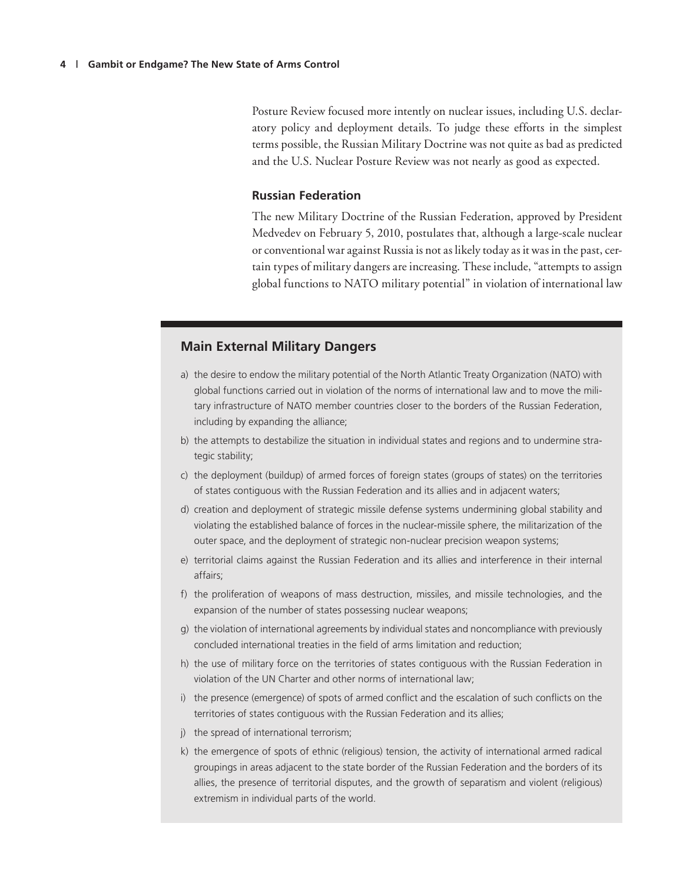Posture Review focused more intently on nuclear issues, including U.S. declaratory policy and deployment details. To judge these efforts in the simplest terms possible, the Russian Military Doctrine was not quite as bad as predicted and the U.S. Nuclear Posture Review was not nearly as good as expected.

### Russian Federation

The new Military Doctrine of the Russian Federation, approved by President Medvedev on February 5, 2010, postulates that, although a large-scale nuclear or conventional war against Russia is not as likely today as it was in the past, certain types of military dangers are increasing. These include, "attempts to assign global functions to NATO military potential" in violation of international law

---

### Main External Military Dangers

a) the desire to endow the military potential of the North Atlantic Treaty Organization (NATO) with global functions carried out in violation of the norms of international law and to move the military infrastructure of NATO member countries closer to the borders of the Russian Federation, including by expanding the alliance;

b) the attempts to destabilize the situation in individual states and regions and to undermine strategic stability;

c) the deployment (buildup) of armed forces of foreign states (groups of states) on the territories of states contiguous with the Russian Federation and its allies and in adjacent waters;

d) creation and deployment of strategic missile defense systems undermining global stability and violating the established balance of forces in the nuclear-missile sphere, the militarization of the outer space, and the deployment of strategic non-nuclear precision weapon systems;

e) territorial claims against the Russian Federation and its allies and interference in their internal affairs;

f) the proliferation of weapons of mass destruction, missiles, and missile technologies, and the expansion of the number of states possessing nuclear weapons;

g) the violation of international agreements by individual states and noncompliance with previously concluded international treaties in the field of arms limitation and reduction;

h) the use of military force on the territories of states contiguous with the Russian Federation in violation of the UN Charter and other norms of international law;

i) the presence (emergence) of spots of armed conflict and the escalation of such conflicts on the territories of states contiguous with the Russian Federation and its allies;

j) the spread of international terrorism;

k) the emergence of spots of ethnic (religious) tension, the activity of international armed radical groupings in areas adjacent to the state border of the Russian Federation and the borders of its allies, the presence of territorial disputes, and the growth of separatism and violent (religious) extremism in individual parts of the world.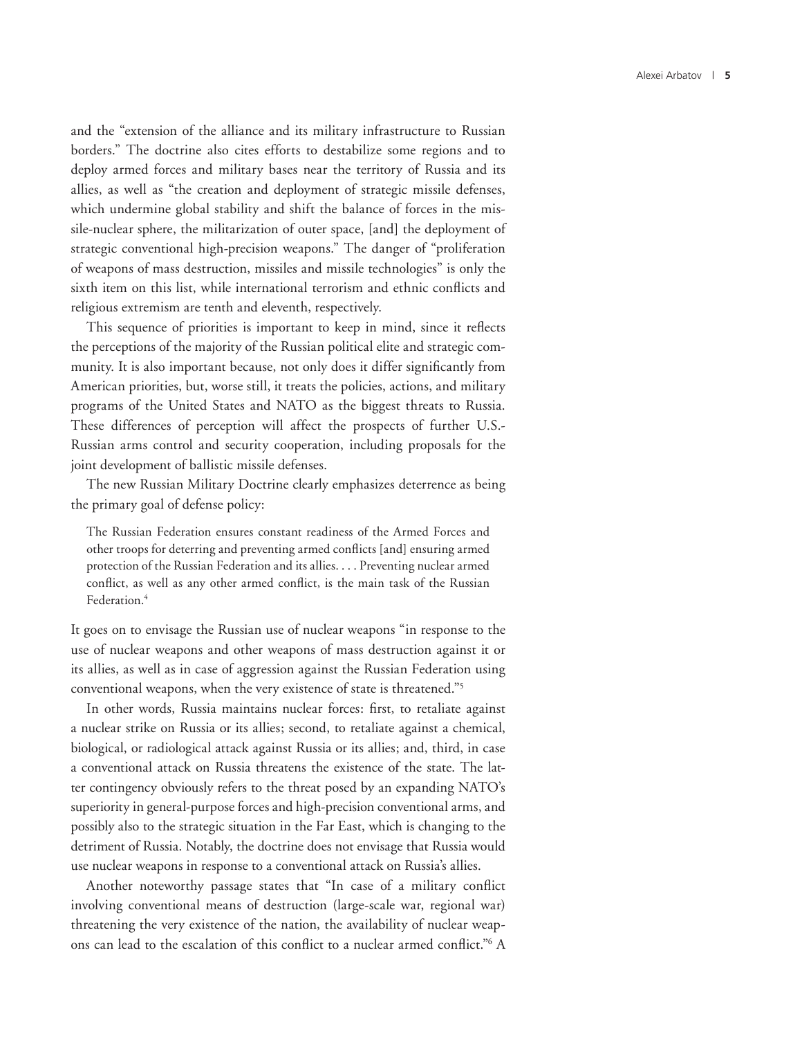and the "extension of the alliance and its military infrastructure to Russian borders." The doctrine also cites efforts to destabilize some regions and to deploy armed forces and military bases near the territory of Russia and its allies, as well as "the creation and deployment of strategic missile defenses, which undermine global stability and shift the balance of forces in the missile-nuclear sphere, the militarization of outer space, [and] the deployment of strategic conventional high-precision weapons." The danger of "proliferation of weapons of mass destruction, missiles and missile technologies" is only the sixth item on this list, while international terrorism and ethnic conflicts and religious extremism are tenth and eleventh, respectively.

This sequence of priorities is important to keep in mind, since it reflects the perceptions of the majority of the Russian political elite and strategic community. It is also important because, not only does it differ significantly from American priorities, but, worse still, it treats the policies, actions, and military programs of the United States and NATO as the biggest threats to Russia. These differences of perception will affect the prospects of further U.S.-Russian arms control and security cooperation, including proposals for the joint development of ballistic missile defenses.

The new Russian Military Doctrine clearly emphasizes deterrence as being the primary goal of defense policy:

> The Russian Federation ensures constant readiness of the Armed Forces and other troops for deterring and preventing armed conflicts [and] ensuring armed protection of the Russian Federation and its allies. . . . Preventing nuclear armed conflict, as well as any other armed conflict, is the main task of the Russian Federation.[4]

It goes on to envisage the Russian use of nuclear weapons "in response to the use of nuclear weapons and other weapons of mass destruction against it or its allies, as well as in case of aggression against the Russian Federation using conventional weapons, when the very existence of state is threatened."[5]

In other words, Russia maintains nuclear forces: first, to retaliate against a nuclear strike on Russia or its allies; second, to retaliate against a chemical, biological, or radiological attack against Russia or its allies; and, third, in case a conventional attack on Russia threatens the existence of the state. The latter contingency obviously refers to the threat posed by an expanding NATO's superiority in general-purpose forces and high-precision conventional arms, and possibly also to the strategic situation in the Far East, which is changing to the detriment of Russia. Notably, the doctrine does not envisage that Russia would use nuclear weapons in response to a conventional attack on Russia's allies.

Another noteworthy passage states that "In case of a military conflict involving conventional means of destruction (large-scale war, regional war) threatening the very existence of the nation, the availability of nuclear weapons can lead to the escalation of this conflict to a nuclear armed conflict."[6] A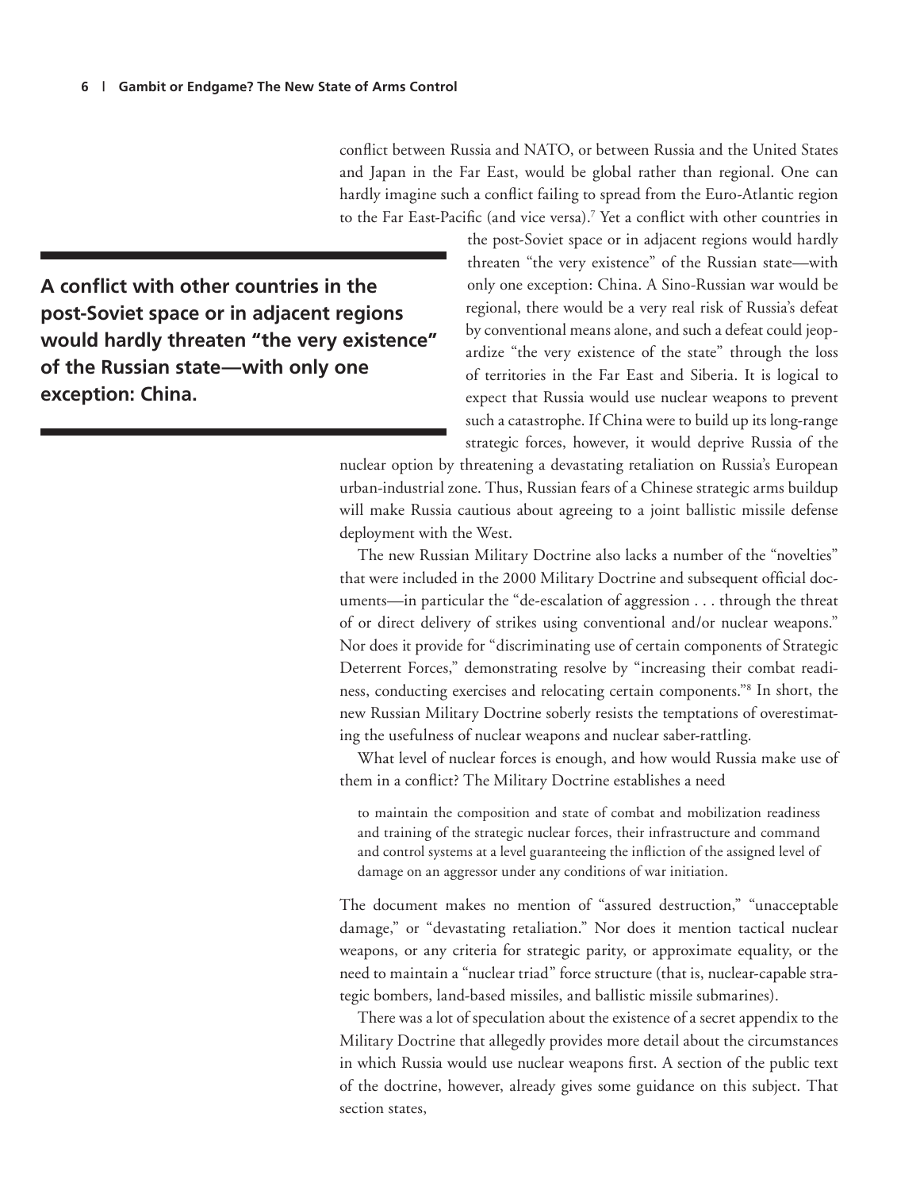conflict between Russia and NATO, or between Russia and the United States and Japan in the Far East, would be global rather than regional. One can hardly imagine such a conflict failing to spread from the Euro-Atlantic region to the Far East-Pacific (and vice versa).[7] Yet a conflict with other countries in the post-Soviet space or in adjacent regions would hardly threaten "the very existence" of the Russian state—with only one exception: China. A Sino-Russian war would be regional, there would be a very real risk of Russia's defeat by conventional means alone, and such a defeat could jeopardize "the very existence of the state" through the loss of territories in the Far East and Siberia. It is logical to expect that Russia would use nuclear weapons to prevent such a catastrophe. If China were to build up its long-range strategic forces, however, it would deprive Russia of the nuclear option by threatening a devastating retaliation on Russia's European urban-industrial zone. Thus, Russian fears of a Chinese strategic arms buildup will make Russia cautious about agreeing to a joint ballistic missile defense deployment with the West.

**A conflict with other countries in the post-Soviet space or in adjacent regions would hardly threaten "the very existence" of the Russian state—with only one exception: China.**

The new Russian Military Doctrine also lacks a number of the "novelties" that were included in the 2000 Military Doctrine and subsequent official documents—in particular the "de-escalation of aggression . . . through the threat of or direct delivery of strikes using conventional and/or nuclear weapons." Nor does it provide for "discriminating use of certain components of Strategic Deterrent Forces," demonstrating resolve by "increasing their combat readiness, conducting exercises and relocating certain components."[8] In short, the new Russian Military Doctrine soberly resists the temptations of overestimating the usefulness of nuclear weapons and nuclear saber-rattling.

What level of nuclear forces is enough, and how would Russia make use of them in a conflict? The Military Doctrine establishes a need

> to maintain the composition and state of combat and mobilization readiness and training of the strategic nuclear forces, their infrastructure and command and control systems at a level guaranteeing the infliction of the assigned level of damage on an aggressor under any conditions of war initiation.

The document makes no mention of "assured destruction," "unacceptable damage," or "devastating retaliation." Nor does it mention tactical nuclear weapons, or any criteria for strategic parity, or approximate equality, or the need to maintain a "nuclear triad" force structure (that is, nuclear-capable strategic bombers, land-based missiles, and ballistic missile submarines).

There was a lot of speculation about the existence of a secret appendix to the Military Doctrine that allegedly provides more detail about the circumstances in which Russia would use nuclear weapons first. A section of the public text of the doctrine, however, already gives some guidance on this subject. That section states,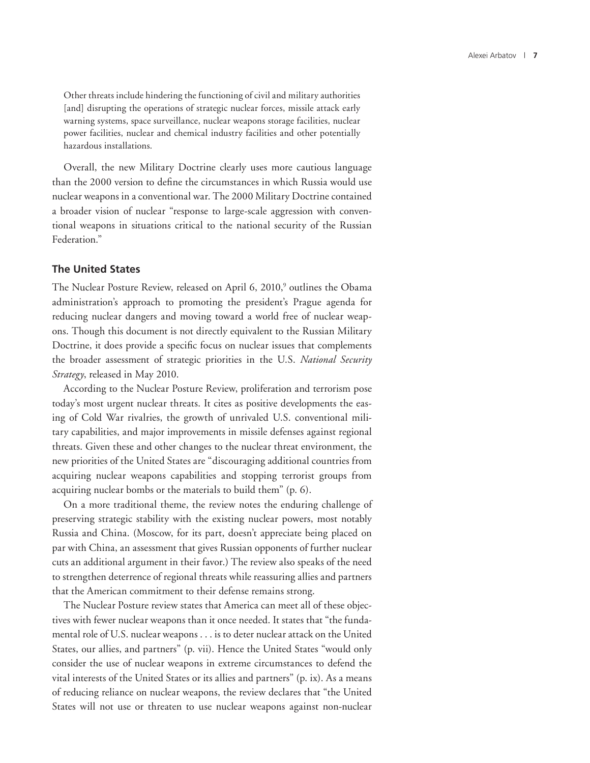Other threats include hindering the functioning of civil and military authorities [and] disrupting the operations of strategic nuclear forces, missile attack early warning systems, space surveillance, nuclear weapons storage facilities, nuclear power facilities, nuclear and chemical industry facilities and other potentially hazardous installations.

Overall, the new Military Doctrine clearly uses more cautious language than the 2000 version to define the circumstances in which Russia would use nuclear weapons in a conventional war. The 2000 Military Doctrine contained a broader vision of nuclear "response to large-scale aggression with conventional weapons in situations critical to the national security of the Russian Federation."

### The United States

The Nuclear Posture Review, released on April 6, 2010,[9] outlines the Obama administration's approach to promoting the president's Prague agenda for reducing nuclear dangers and moving toward a world free of nuclear weapons. Though this document is not directly equivalent to the Russian Military Doctrine, it does provide a specific focus on nuclear issues that complements the broader assessment of strategic priorities in the U.S. *National Security Strategy*, released in May 2010.

According to the Nuclear Posture Review, proliferation and terrorism pose today's most urgent nuclear threats. It cites as positive developments the easing of Cold War rivalries, the growth of unrivaled U.S. conventional military capabilities, and major improvements in missile defenses against regional threats. Given these and other changes to the nuclear threat environment, the new priorities of the United States are "discouraging additional countries from acquiring nuclear weapons capabilities and stopping terrorist groups from acquiring nuclear bombs or the materials to build them" (p. 6).

On a more traditional theme, the review notes the enduring challenge of preserving strategic stability with the existing nuclear powers, most notably Russia and China. (Moscow, for its part, doesn't appreciate being placed on par with China, an assessment that gives Russian opponents of further nuclear cuts an additional argument in their favor.) The review also speaks of the need to strengthen deterrence of regional threats while reassuring allies and partners that the American commitment to their defense remains strong.

The Nuclear Posture review states that America can meet all of these objectives with fewer nuclear weapons than it once needed. It states that "the fundamental role of U.S. nuclear weapons . . . is to deter nuclear attack on the United States, our allies, and partners" (p. vii). Hence the United States "would only consider the use of nuclear weapons in extreme circumstances to defend the vital interests of the United States or its allies and partners" (p. ix). As a means of reducing reliance on nuclear weapons, the review declares that "the United States will not use or threaten to use nuclear weapons against non-nuclear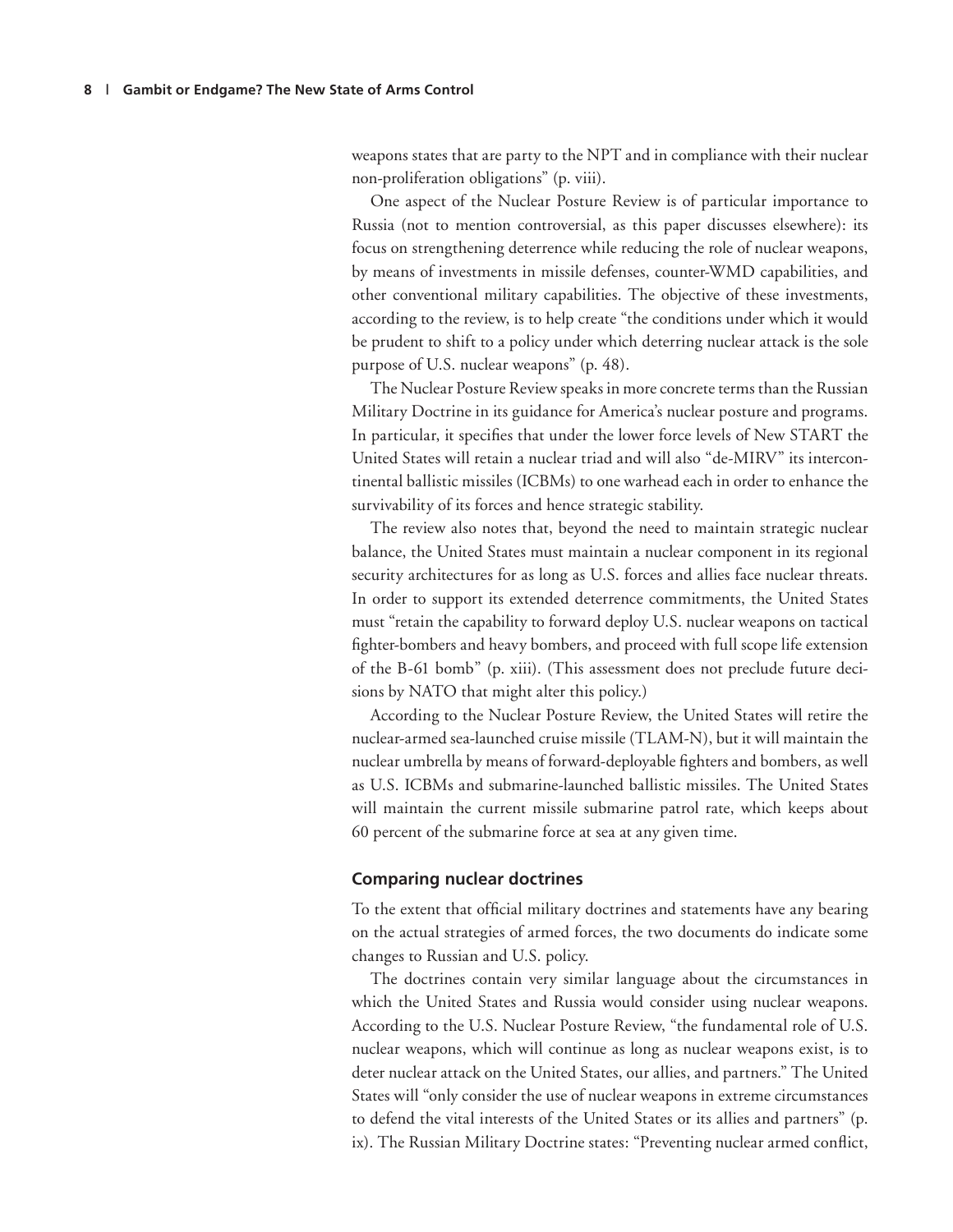weapons states that are party to the NPT and in compliance with their nuclear non-proliferation obligations" (p. viii).

One aspect of the Nuclear Posture Review is of particular importance to Russia (not to mention controversial, as this paper discusses elsewhere): its focus on strengthening deterrence while reducing the role of nuclear weapons, by means of investments in missile defenses, counter-WMD capabilities, and other conventional military capabilities. The objective of these investments, according to the review, is to help create "the conditions under which it would be prudent to shift to a policy under which deterring nuclear attack is the sole purpose of U.S. nuclear weapons" (p. 48).

The Nuclear Posture Review speaks in more concrete terms than the Russian Military Doctrine in its guidance for America's nuclear posture and programs. In particular, it specifies that under the lower force levels of New START the United States will retain a nuclear triad and will also "de-MIRV" its intercontinental ballistic missiles (ICBMs) to one warhead each in order to enhance the survivability of its forces and hence strategic stability.

The review also notes that, beyond the need to maintain strategic nuclear balance, the United States must maintain a nuclear component in its regional security architectures for as long as U.S. forces and allies face nuclear threats. In order to support its extended deterrence commitments, the United States must "retain the capability to forward deploy U.S. nuclear weapons on tactical fighter-bombers and heavy bombers, and proceed with full scope life extension of the B-61 bomb" (p. xiii). (This assessment does not preclude future decisions by NATO that might alter this policy.)

According to the Nuclear Posture Review, the United States will retire the nuclear-armed sea-launched cruise missile (TLAM-N), but it will maintain the nuclear umbrella by means of forward-deployable fighters and bombers, as well as U.S. ICBMs and submarine-launched ballistic missiles. The United States will maintain the current missile submarine patrol rate, which keeps about 60 percent of the submarine force at sea at any given time.

### Comparing nuclear doctrines

To the extent that official military doctrines and statements have any bearing on the actual strategies of armed forces, the two documents do indicate some changes to Russian and U.S. policy.

The doctrines contain very similar language about the circumstances in which the United States and Russia would consider using nuclear weapons. According to the U.S. Nuclear Posture Review, "the fundamental role of U.S. nuclear weapons, which will continue as long as nuclear weapons exist, is to deter nuclear attack on the United States, our allies, and partners." The United States will "only consider the use of nuclear weapons in extreme circumstances to defend the vital interests of the United States or its allies and partners" (p. ix). The Russian Military Doctrine states: "Preventing nuclear armed conflict,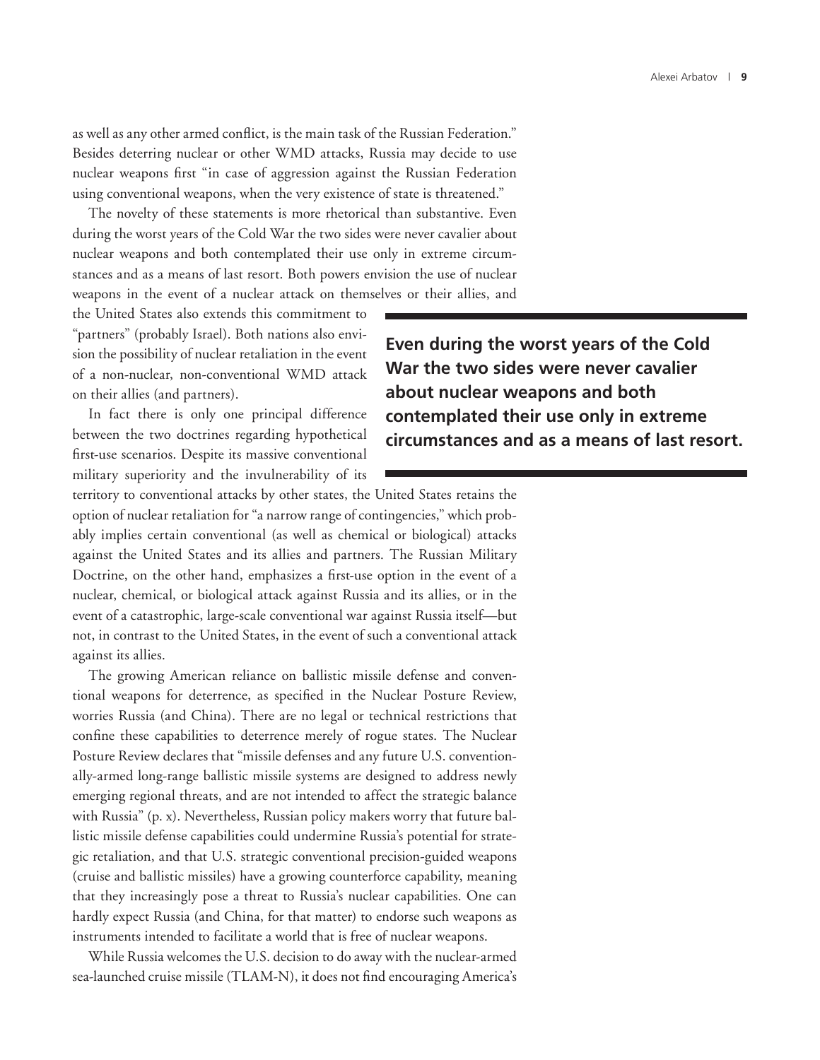as well as any other armed conflict, is the main task of the Russian Federation." Besides deterring nuclear or other WMD attacks, Russia may decide to use nuclear weapons first "in case of aggression against the Russian Federation using conventional weapons, when the very existence of state is threatened."

The novelty of these statements is more rhetorical than substantive. Even during the worst years of the Cold War the two sides were never cavalier about nuclear weapons and both contemplated their use only in extreme circumstances and as a means of last resort. Both powers envision the use of nuclear weapons in the event of a nuclear attack on themselves or their allies, and the United States also extends this commitment to "partners" (probably Israel). Both nations also envision the possibility of nuclear retaliation in the event of a non-nuclear, non-conventional WMD attack on their allies (and partners).

**Even during the worst years of the Cold War the two sides were never cavalier about nuclear weapons and both contemplated their use only in extreme circumstances and as a means of last resort.**

In fact there is only one principal difference between the two doctrines regarding hypothetical first-use scenarios. Despite its massive conventional military superiority and the invulnerability of its territory to conventional attacks by other states, the United States retains the option of nuclear retaliation for "a narrow range of contingencies," which probably implies certain conventional (as well as chemical or biological) attacks against the United States and its allies and partners. The Russian Military Doctrine, on the other hand, emphasizes a first-use option in the event of a nuclear, chemical, or biological attack against Russia and its allies, or in the event of a catastrophic, large-scale conventional war against Russia itself—but not, in contrast to the United States, in the event of such a conventional attack against its allies.

The growing American reliance on ballistic missile defense and conventional weapons for deterrence, as specified in the Nuclear Posture Review, worries Russia (and China). There are no legal or technical restrictions that confine these capabilities to deterrence merely of rogue states. The Nuclear Posture Review declares that "missile defenses and any future U.S. conventionally-armed long-range ballistic missile systems are designed to address newly emerging regional threats, and are not intended to affect the strategic balance with Russia" (p. x). Nevertheless, Russian policy makers worry that future ballistic missile defense capabilities could undermine Russia's potential for strategic retaliation, and that U.S. strategic conventional precision-guided weapons (cruise and ballistic missiles) have a growing counterforce capability, meaning that they increasingly pose a threat to Russia's nuclear capabilities. One can hardly expect Russia (and China, for that matter) to endorse such weapons as instruments intended to facilitate a world that is free of nuclear weapons.

While Russia welcomes the U.S. decision to do away with the nuclear-armed sea-launched cruise missile (TLAM-N), it does not find encouraging America's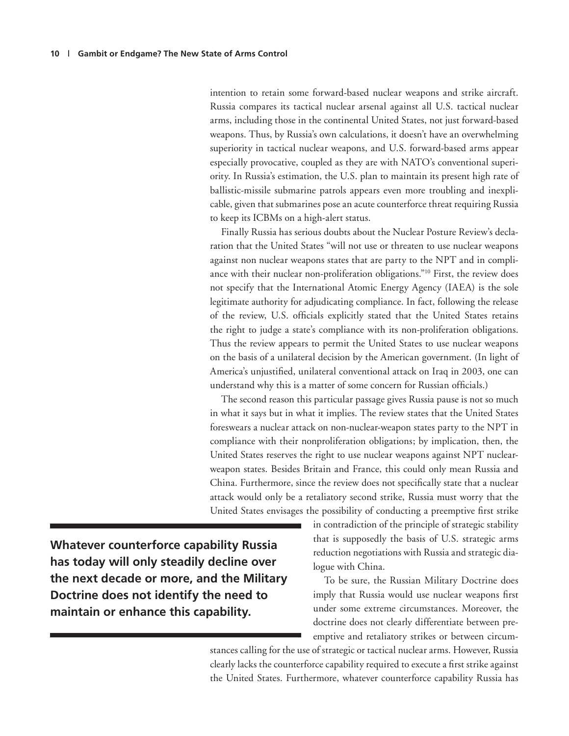intention to retain some forward-based nuclear weapons and strike aircraft. Russia compares its tactical nuclear arsenal against all U.S. tactical nuclear arms, including those in the continental United States, not just forward-based weapons. Thus, by Russia's own calculations, it doesn't have an overwhelming superiority in tactical nuclear weapons, and U.S. forward-based arms appear especially provocative, coupled as they are with NATO's conventional superiority. In Russia's estimation, the U.S. plan to maintain its present high rate of ballistic-missile submarine patrols appears even more troubling and inexplicable, given that submarines pose an acute counterforce threat requiring Russia to keep its ICBMs on a high-alert status.

Finally Russia has serious doubts about the Nuclear Posture Review's declaration that the United States "will not use or threaten to use nuclear weapons against non nuclear weapons states that are party to the NPT and in compliance with their nuclear non-proliferation obligations."[10] First, the review does not specify that the International Atomic Energy Agency (IAEA) is the sole legitimate authority for adjudicating compliance. In fact, following the release of the review, U.S. officials explicitly stated that the United States retains the right to judge a state's compliance with its non-proliferation obligations. Thus the review appears to permit the United States to use nuclear weapons on the basis of a unilateral decision by the American government. (In light of America's unjustified, unilateral conventional attack on Iraq in 2003, one can understand why this is a matter of some concern for Russian officials.)

The second reason this particular passage gives Russia pause is not so much in what it says but in what it implies. The review states that the United States foreswears a nuclear attack on non-nuclear-weapon states party to the NPT in compliance with their nonproliferation obligations; by implication, then, the United States reserves the right to use nuclear weapons against NPT nuclear-weapon states. Besides Britain and France, this could only mean Russia and China. Furthermore, since the review does not specifically state that a nuclear attack would only be a retaliatory second strike, Russia must worry that the United States envisages the possibility of conducting a preemptive first strike in contradiction of the principle of strategic stability that is supposedly the basis of U.S. strategic arms reduction negotiations with Russia and strategic dialogue with China.

**Whatever counterforce capability Russia has today will only steadily decline over the next decade or more, and the Military Doctrine does not identify the need to maintain or enhance this capability.**

To be sure, the Russian Military Doctrine does imply that Russia would use nuclear weapons first under some extreme circumstances. Moreover, the doctrine does not clearly differentiate between preemptive and retaliatory strikes or between circumstances calling for the use of strategic or tactical nuclear arms. However, Russia clearly lacks the counterforce capability required to execute a first strike against the United States. Furthermore, whatever counterforce capability Russia has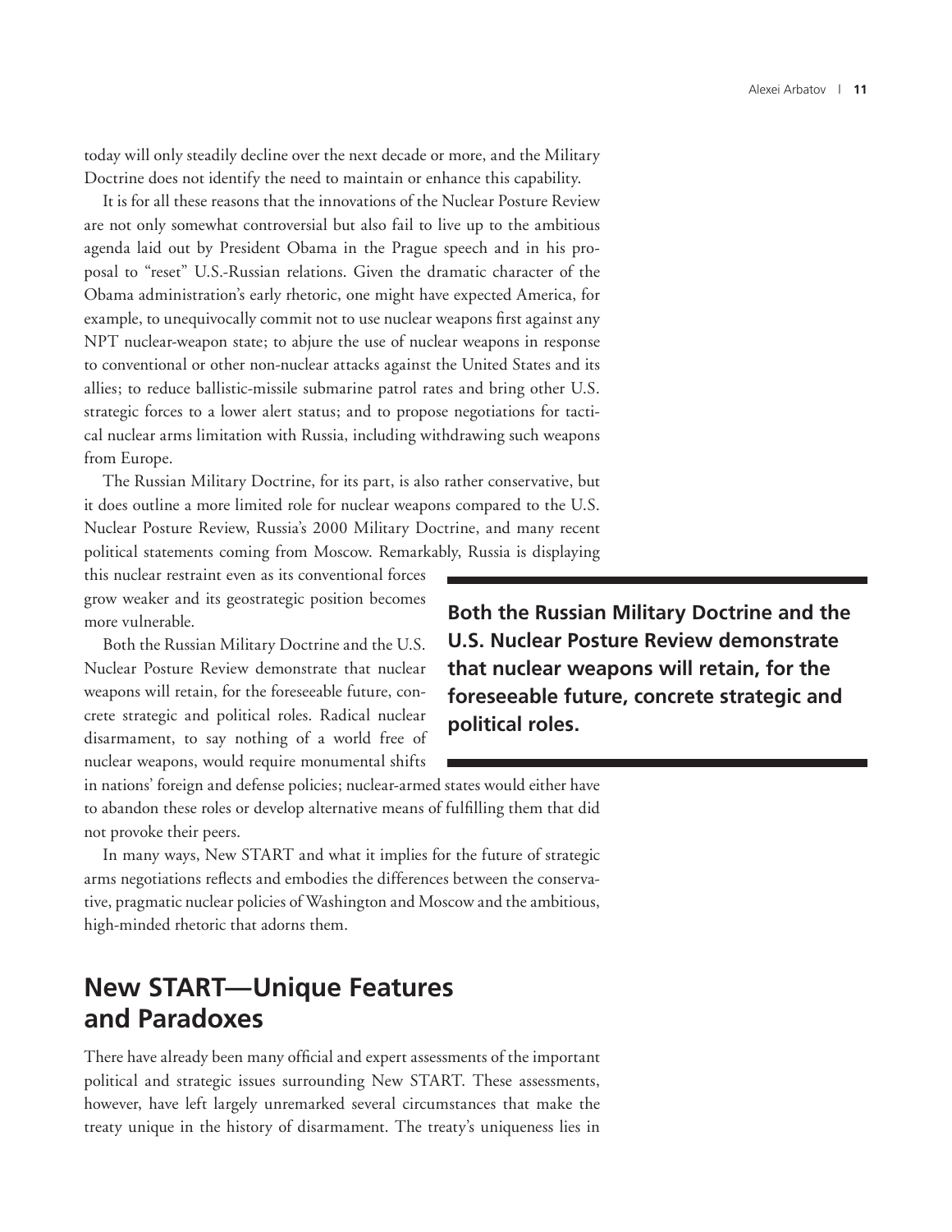today will only steadily decline over the next decade or more, and the Military Doctrine does not identify the need to maintain or enhance this capability.

It is for all these reasons that the innovations of the Nuclear Posture Review are not only somewhat controversial but also fail to live up to the ambitious agenda laid out by President Obama in the Prague speech and in his proposal to "reset" U.S.-Russian relations. Given the dramatic character of the Obama administration's early rhetoric, one might have expected America, for example, to unequivocally commit not to use nuclear weapons first against any NPT nuclear-weapon state; to abjure the use of nuclear weapons in response to conventional or other non-nuclear attacks against the United States and its allies; to reduce ballistic-missile submarine patrol rates and bring other U.S. strategic forces to a lower alert status; and to propose negotiations for tactical nuclear arms limitation with Russia, including withdrawing such weapons from Europe.

The Russian Military Doctrine, for its part, is also rather conservative, but it does outline a more limited role for nuclear weapons compared to the U.S. Nuclear Posture Review, Russia's 2000 Military Doctrine, and many recent political statements coming from Moscow. Remarkably, Russia is displaying this nuclear restraint even as its conventional forces grow weaker and its geostrategic position becomes more vulnerable.

Both the Russian Military Doctrine and the U.S. Nuclear Posture Review demonstrate that nuclear weapons will retain, for the foreseeable future, concrete strategic and political roles. Radical nuclear disarmament, to say nothing of a world free of nuclear weapons, would require monumental shifts in nations' foreign and defense policies; nuclear-armed states would either have to abandon these roles or develop alternative means of fulfilling them that did not provoke their peers.

**Both the Russian Military Doctrine and the U.S. Nuclear Posture Review demonstrate that nuclear weapons will retain, for the foreseeable future, concrete strategic and political roles.**

In many ways, New START and what it implies for the future of strategic arms negotiations reflects and embodies the differences between the conservative, pragmatic nuclear policies of Washington and Moscow and the ambitious, high-minded rhetoric that adorns them.

## New START—Unique Features and Paradoxes

There have already been many official and expert assessments of the important political and strategic issues surrounding New START. These assessments, however, have left largely unremarked several circumstances that make the treaty unique in the history of disarmament. The treaty's uniqueness lies in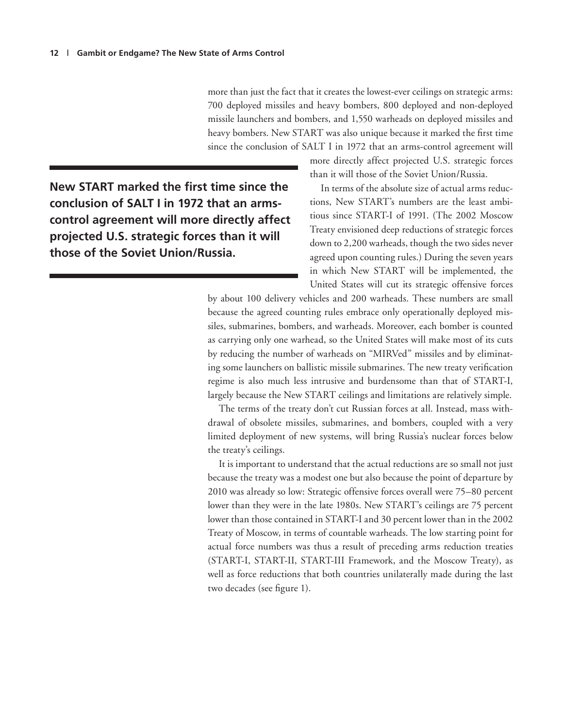more than just the fact that it creates the lowest-ever ceilings on strategic arms: 700 deployed missiles and heavy bombers, 800 deployed and non-deployed missile launchers and bombers, and 1,550 warheads on deployed missiles and heavy bombers. New START was also unique because it marked the first time since the conclusion of SALT I in 1972 that an arms-control agreement will more directly affect projected U.S. strategic forces than it will those of the Soviet Union/Russia.

**New START marked the first time since the conclusion of SALT I in 1972 that an arms-control agreement will more directly affect projected U.S. strategic forces than it will those of the Soviet Union/Russia.**

In terms of the absolute size of actual arms reductions, New START's numbers are the least ambitious since START-I of 1991. (The 2002 Moscow Treaty envisioned deep reductions of strategic forces down to 2,200 warheads, though the two sides never agreed upon counting rules.) During the seven years in which New START will be implemented, the United States will cut its strategic offensive forces by about 100 delivery vehicles and 200 warheads. These numbers are small because the agreed counting rules embrace only operationally deployed missiles, submarines, bombers, and warheads. Moreover, each bomber is counted as carrying only one warhead, so the United States will make most of its cuts by reducing the number of warheads on "MIRVed" missiles and by eliminating some launchers on ballistic missile submarines. The new treaty verification regime is also much less intrusive and burdensome than that of START-I, largely because the New START ceilings and limitations are relatively simple.

The terms of the treaty don't cut Russian forces at all. Instead, mass withdrawal of obsolete missiles, submarines, and bombers, coupled with a very limited deployment of new systems, will bring Russia's nuclear forces below the treaty's ceilings.

It is important to understand that the actual reductions are so small not just because the treaty was a modest one but also because the point of departure by 2010 was already so low: Strategic offensive forces overall were 75–80 percent lower than they were in the late 1980s. New START's ceilings are 75 percent lower than those contained in START-I and 30 percent lower than in the 2002 Treaty of Moscow, in terms of countable warheads. The low starting point for actual force numbers was thus a result of preceding arms reduction treaties (START-I, START-II, START-III Framework, and the Moscow Treaty), as well as force reductions that both countries unilaterally made during the last two decades (see figure 1).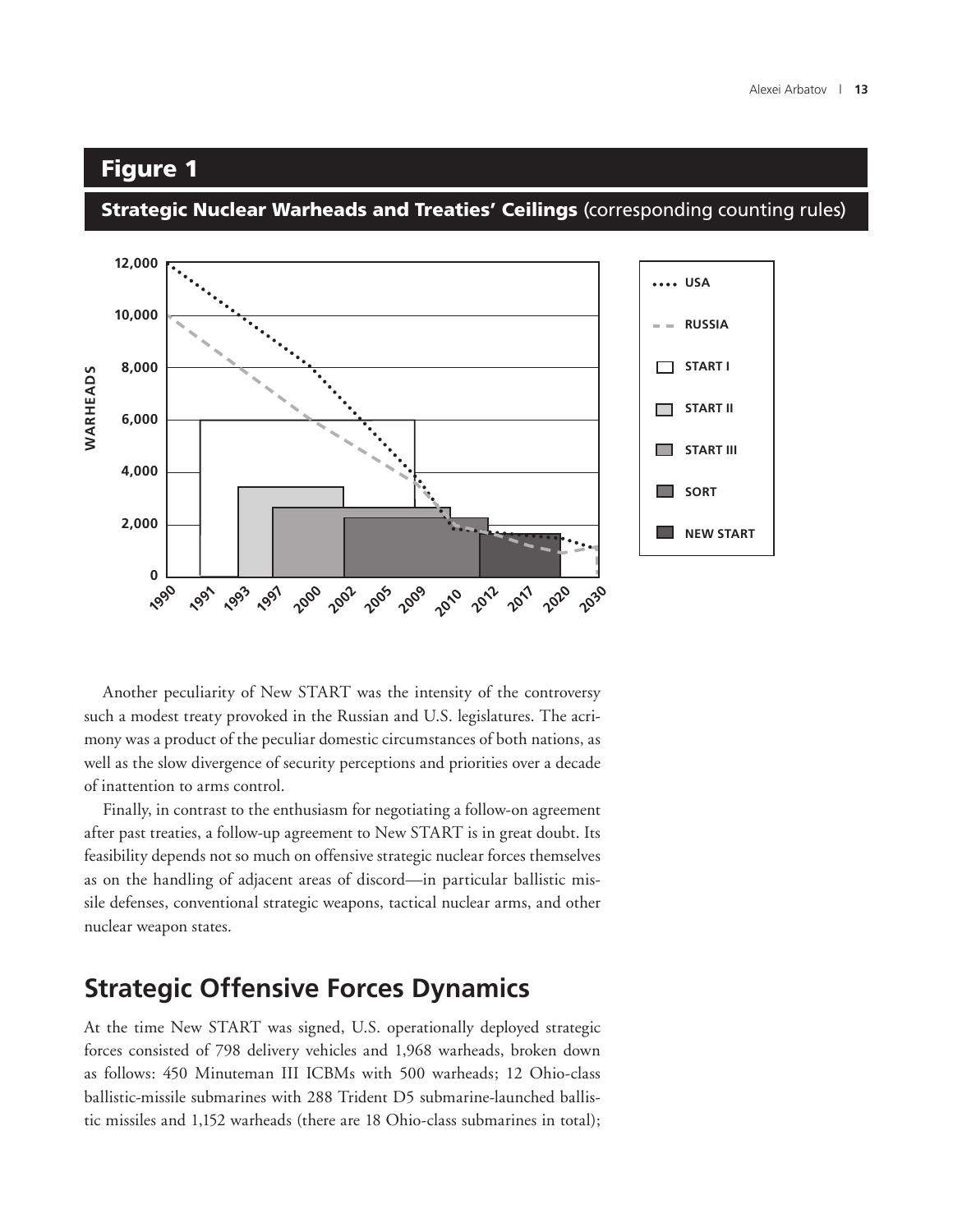## Figure 1

**Strategic Nuclear Warheads and Treaties' Ceilings** (corresponding counting rules)

Another peculiarity of New START was the intensity of the controversy such a modest treaty provoked in the Russian and U.S. legislatures. The acrimony was a product of the peculiar domestic circumstances of both nations, as well as the slow divergence of security perceptions and priorities over a decade of inattention to arms control.

Finally, in contrast to the enthusiasm for negotiating a follow-on agreement after past treaties, a follow-up agreement to New START is in great doubt. Its feasibility depends not so much on offensive strategic nuclear forces themselves as on the handling of adjacent areas of discord—in particular ballistic missile defenses, conventional strategic weapons, tactical nuclear arms, and other nuclear weapon states.

## Strategic Offensive Forces Dynamics

At the time New START was signed, U.S. operationally deployed strategic forces consisted of 798 delivery vehicles and 1,968 warheads, broken down as follows: 450 Minuteman III ICBMs with 500 warheads; 12 Ohio-class ballistic-missile submarines with 288 Trident D5 submarine-launched ballistic missiles and 1,152 warheads (there are 18 Ohio-class submarines in total);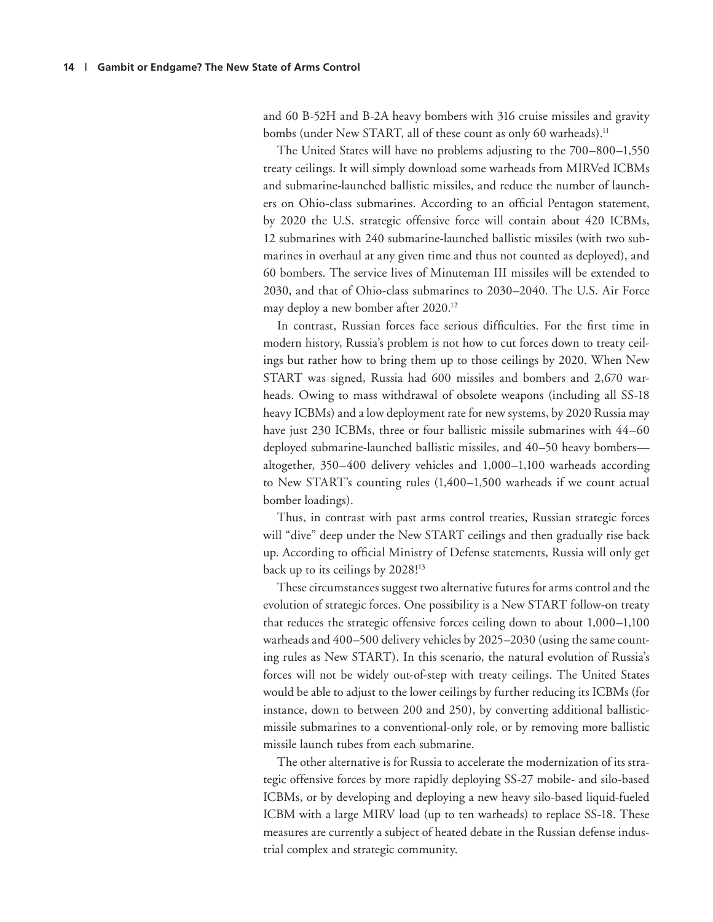and 60 B-52H and B-2A heavy bombers with 316 cruise missiles and gravity bombs (under New START, all of these count as only 60 warheads).[11]

The United States will have no problems adjusting to the 700–800–1,550 treaty ceilings. It will simply download some warheads from MIRVed ICBMs and submarine-launched ballistic missiles, and reduce the number of launchers on Ohio-class submarines. According to an official Pentagon statement, by 2020 the U.S. strategic offensive force will contain about 420 ICBMs, 12 submarines with 240 submarine-launched ballistic missiles (with two submarines in overhaul at any given time and thus not counted as deployed), and 60 bombers. The service lives of Minuteman III missiles will be extended to 2030, and that of Ohio-class submarines to 2030–2040. The U.S. Air Force may deploy a new bomber after 2020.[12]

In contrast, Russian forces face serious difficulties. For the first time in modern history, Russia's problem is not how to cut forces down to treaty ceilings but rather how to bring them up to those ceilings by 2020. When New START was signed, Russia had 600 missiles and bombers and 2,670 warheads. Owing to mass withdrawal of obsolete weapons (including all SS-18 heavy ICBMs) and a low deployment rate for new systems, by 2020 Russia may have just 230 ICBMs, three or four ballistic missile submarines with 44–60 deployed submarine-launched ballistic missiles, and 40–50 heavy bombers—altogether, 350–400 delivery vehicles and 1,000–1,100 warheads according to New START's counting rules (1,400–1,500 warheads if we count actual bomber loadings).

Thus, in contrast with past arms control treaties, Russian strategic forces will "dive" deep under the New START ceilings and then gradually rise back up. According to official Ministry of Defense statements, Russia will only get back up to its ceilings by 2028![13]

These circumstances suggest two alternative futures for arms control and the evolution of strategic forces. One possibility is a New START follow-on treaty that reduces the strategic offensive forces ceiling down to about 1,000–1,100 warheads and 400–500 delivery vehicles by 2025–2030 (using the same counting rules as New START). In this scenario, the natural evolution of Russia's forces will not be widely out-of-step with treaty ceilings. The United States would be able to adjust to the lower ceilings by further reducing its ICBMs (for instance, down to between 200 and 250), by converting additional ballistic-missile submarines to a conventional-only role, or by removing more ballistic missile launch tubes from each submarine.

The other alternative is for Russia to accelerate the modernization of its strategic offensive forces by more rapidly deploying SS-27 mobile- and silo-based ICBMs, or by developing and deploying a new heavy silo-based liquid-fueled ICBM with a large MIRV load (up to ten warheads) to replace SS-18. These measures are currently a subject of heated debate in the Russian defense industrial complex and strategic community.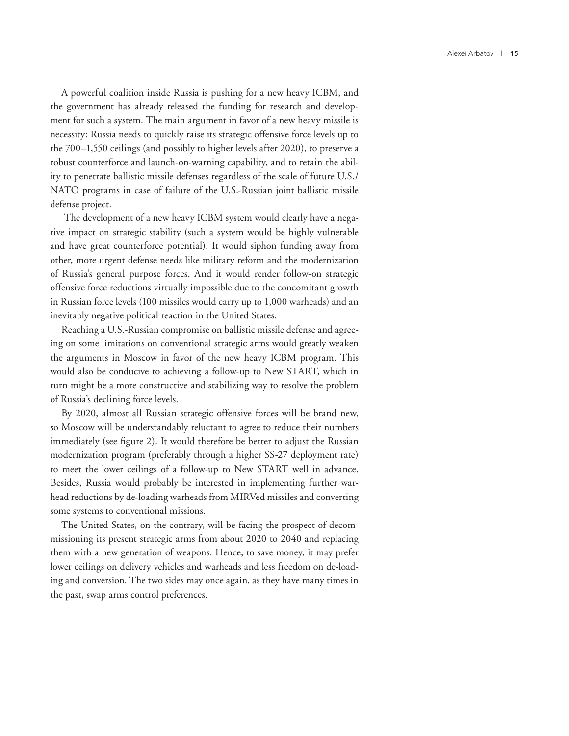A powerful coalition inside Russia is pushing for a new heavy ICBM, and the government has already released the funding for research and development for such a system. The main argument in favor of a new heavy missile is necessity: Russia needs to quickly raise its strategic offensive force levels up to the 700–1,550 ceilings (and possibly to higher levels after 2020), to preserve a robust counterforce and launch-on-warning capability, and to retain the ability to penetrate ballistic missile defenses regardless of the scale of future U.S./NATO programs in case of failure of the U.S.-Russian joint ballistic missile defense project.

The development of a new heavy ICBM system would clearly have a negative impact on strategic stability (such a system would be highly vulnerable and have great counterforce potential). It would siphon funding away from other, more urgent defense needs like military reform and the modernization of Russia's general purpose forces. And it would render follow-on strategic offensive force reductions virtually impossible due to the concomitant growth in Russian force levels (100 missiles would carry up to 1,000 warheads) and an inevitably negative political reaction in the United States.

Reaching a U.S.-Russian compromise on ballistic missile defense and agreeing on some limitations on conventional strategic arms would greatly weaken the arguments in Moscow in favor of the new heavy ICBM program. This would also be conducive to achieving a follow-up to New START, which in turn might be a more constructive and stabilizing way to resolve the problem of Russia's declining force levels.

By 2020, almost all Russian strategic offensive forces will be brand new, so Moscow will be understandably reluctant to agree to reduce their numbers immediately (see figure 2). It would therefore be better to adjust the Russian modernization program (preferably through a higher SS-27 deployment rate) to meet the lower ceilings of a follow-up to New START well in advance. Besides, Russia would probably be interested in implementing further warhead reductions by de-loading warheads from MIRVed missiles and converting some systems to conventional missions.

The United States, on the contrary, will be facing the prospect of decommissioning its present strategic arms from about 2020 to 2040 and replacing them with a new generation of weapons. Hence, to save money, it may prefer lower ceilings on delivery vehicles and warheads and less freedom on de-loading and conversion. The two sides may once again, as they have many times in the past, swap arms control preferences.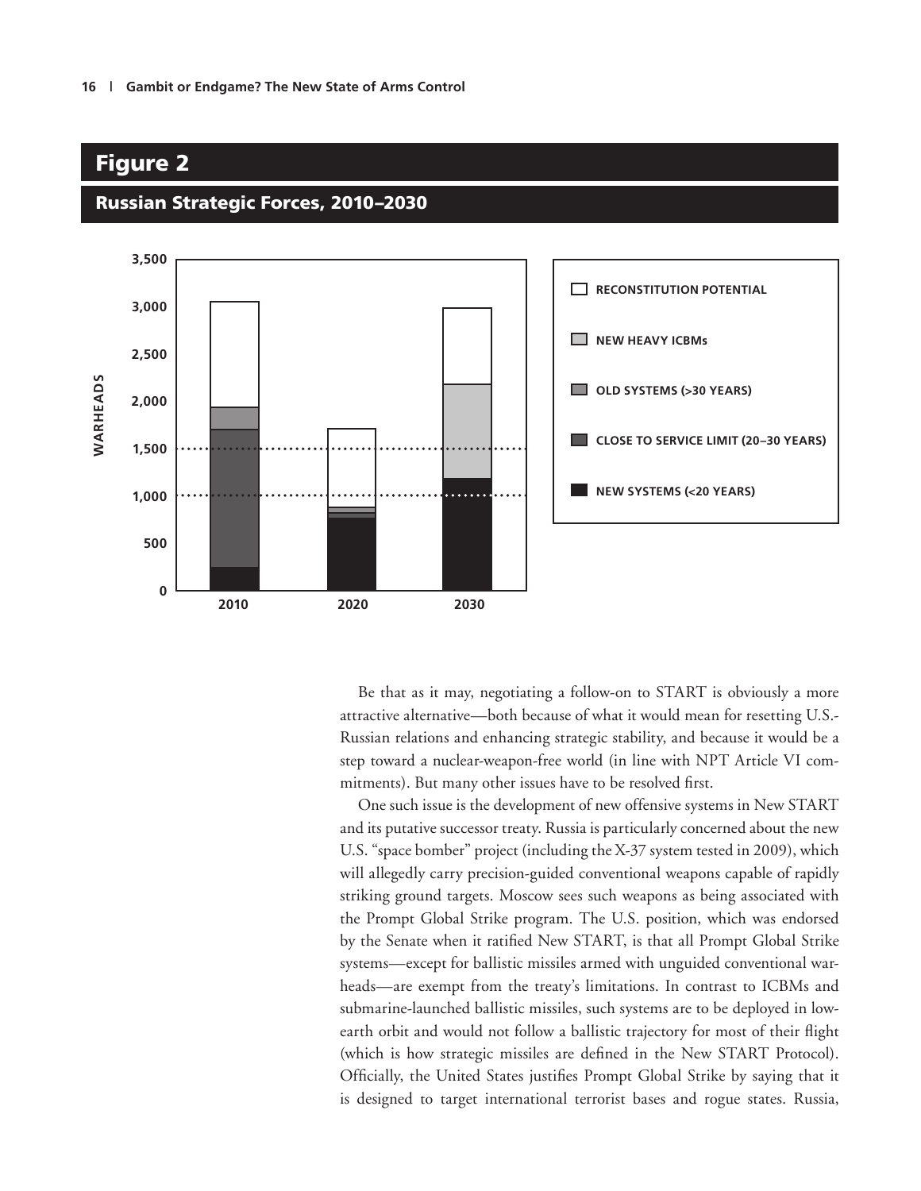## Figure 2

### Russian Strategic Forces, 2010–2030

Be that as it may, negotiating a follow-on to START is obviously a more attractive alternative—both because of what it would mean for resetting U.S.-Russian relations and enhancing strategic stability, and because it would be a step toward a nuclear-weapon-free world (in line with NPT Article VI commitments). But many other issues have to be resolved first.

One such issue is the development of new offensive systems in New START and its putative successor treaty. Russia is particularly concerned about the new U.S. "space bomber" project (including the X-37 system tested in 2009), which will allegedly carry precision-guided conventional weapons capable of rapidly striking ground targets. Moscow sees such weapons as being associated with the Prompt Global Strike program. The U.S. position, which was endorsed by the Senate when it ratified New START, is that all Prompt Global Strike systems—except for ballistic missiles armed with unguided conventional warheads—are exempt from the treaty's limitations. In contrast to ICBMs and submarine-launched ballistic missiles, such systems are to be deployed in low-earth orbit and would not follow a ballistic trajectory for most of their flight (which is how strategic missiles are defined in the New START Protocol). Officially, the United States justifies Prompt Global Strike by saying that it is designed to target international terrorist bases and rogue states. Russia,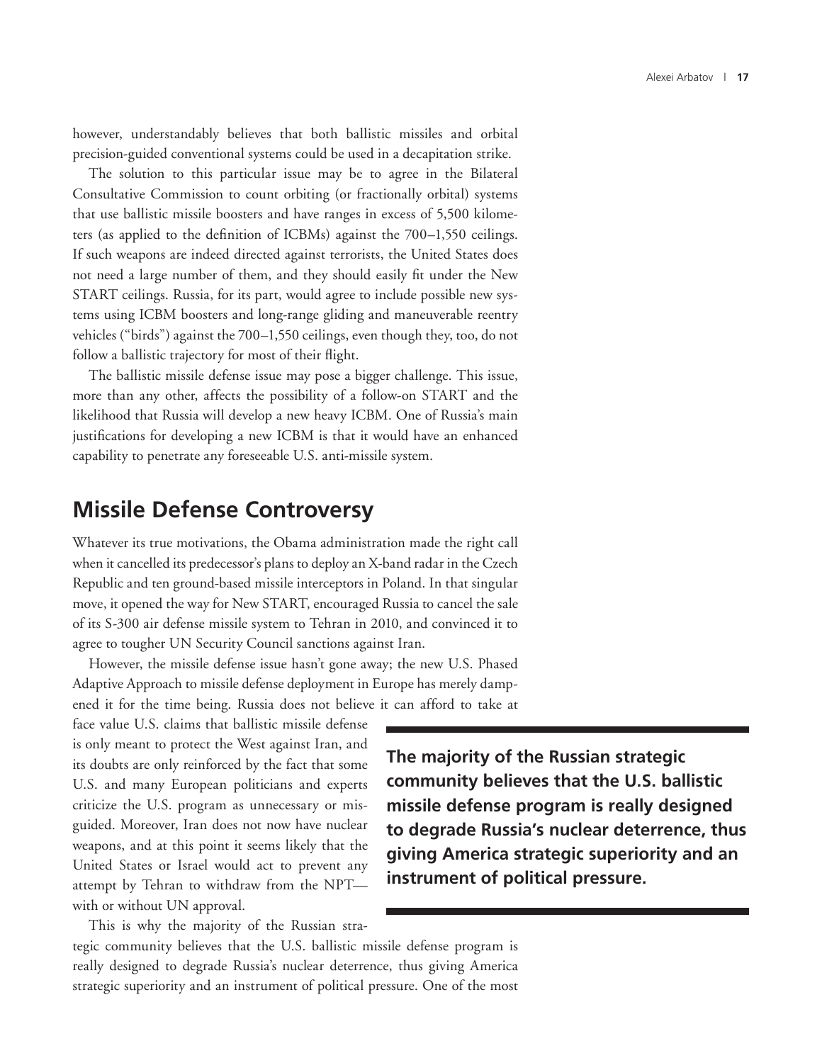however, understandably believes that both ballistic missiles and orbital precision-guided conventional systems could be used in a decapitation strike.

The solution to this particular issue may be to agree in the Bilateral Consultative Commission to count orbiting (or fractionally orbital) systems that use ballistic missile boosters and have ranges in excess of 5,500 kilometers (as applied to the definition of ICBMs) against the 700–1,550 ceilings. If such weapons are indeed directed against terrorists, the United States does not need a large number of them, and they should easily fit under the New START ceilings. Russia, for its part, would agree to include possible new systems using ICBM boosters and long-range gliding and maneuverable reentry vehicles ("birds") against the 700–1,550 ceilings, even though they, too, do not follow a ballistic trajectory for most of their flight.

The ballistic missile defense issue may pose a bigger challenge. This issue, more than any other, affects the possibility of a follow-on START and the likelihood that Russia will develop a new heavy ICBM. One of Russia's main justifications for developing a new ICBM is that it would have an enhanced capability to penetrate any foreseeable U.S. anti-missile system.

## Missile Defense Controversy

Whatever its true motivations, the Obama administration made the right call when it cancelled its predecessor's plans to deploy an X-band radar in the Czech Republic and ten ground-based missile interceptors in Poland. In that singular move, it opened the way for New START, encouraged Russia to cancel the sale of its S-300 air defense missile system to Tehran in 2010, and convinced it to agree to tougher UN Security Council sanctions against Iran.

However, the missile defense issue hasn't gone away; the new U.S. Phased Adaptive Approach to missile defense deployment in Europe has merely dampened it for the time being. Russia does not believe it can afford to take at face value U.S. claims that ballistic missile defense is only meant to protect the West against Iran, and its doubts are only reinforced by the fact that some U.S. and many European politicians and experts criticize the U.S. program as unnecessary or misguided. Moreover, Iran does not now have nuclear weapons, and at this point it seems likely that the United States or Israel would act to prevent any attempt by Tehran to withdraw from the NPT—with or without UN approval.

**The majority of the Russian strategic community believes that the U.S. ballistic missile defense program is really designed to degrade Russia's nuclear deterrence, thus giving America strategic superiority and an instrument of political pressure.**

This is why the majority of the Russian strategic community believes that the U.S. ballistic missile defense program is really designed to degrade Russia's nuclear deterrence, thus giving America strategic superiority and an instrument of political pressure. One of the most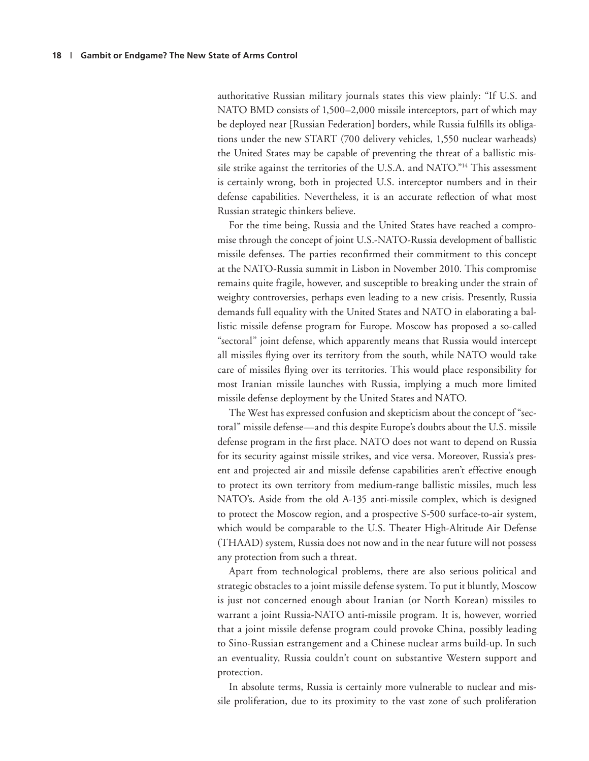authoritative Russian military journals states this view plainly: "If U.S. and NATO BMD consists of 1,500–2,000 missile interceptors, part of which may be deployed near [Russian Federation] borders, while Russia fulfills its obligations under the new START (700 delivery vehicles, 1,550 nuclear warheads) the United States may be capable of preventing the threat of a ballistic missile strike against the territories of the U.S.A. and NATO."[14] This assessment is certainly wrong, both in projected U.S. interceptor numbers and in their defense capabilities. Nevertheless, it is an accurate reflection of what most Russian strategic thinkers believe.

For the time being, Russia and the United States have reached a compromise through the concept of joint U.S.-NATO-Russia development of ballistic missile defenses. The parties reconfirmed their commitment to this concept at the NATO-Russia summit in Lisbon in November 2010. This compromise remains quite fragile, however, and susceptible to breaking under the strain of weighty controversies, perhaps even leading to a new crisis. Presently, Russia demands full equality with the United States and NATO in elaborating a ballistic missile defense program for Europe. Moscow has proposed a so-called "sectoral" joint defense, which apparently means that Russia would intercept all missiles flying over its territory from the south, while NATO would take care of missiles flying over its territories. This would place responsibility for most Iranian missile launches with Russia, implying a much more limited missile defense deployment by the United States and NATO.

The West has expressed confusion and skepticism about the concept of "sectoral" missile defense—and this despite Europe's doubts about the U.S. missile defense program in the first place. NATO does not want to depend on Russia for its security against missile strikes, and vice versa. Moreover, Russia's present and projected air and missile defense capabilities aren't effective enough to protect its own territory from medium-range ballistic missiles, much less NATO's. Aside from the old A-135 anti-missile complex, which is designed to protect the Moscow region, and a prospective S-500 surface-to-air system, which would be comparable to the U.S. Theater High-Altitude Air Defense (THAAD) system, Russia does not now and in the near future will not possess any protection from such a threat.

Apart from technological problems, there are also serious political and strategic obstacles to a joint missile defense system. To put it bluntly, Moscow is just not concerned enough about Iranian (or North Korean) missiles to warrant a joint Russia-NATO anti-missile program. It is, however, worried that a joint missile defense program could provoke China, possibly leading to Sino-Russian estrangement and a Chinese nuclear arms build-up. In such an eventuality, Russia couldn't count on substantive Western support and protection.

In absolute terms, Russia is certainly more vulnerable to nuclear and missile proliferation, due to its proximity to the vast zone of such proliferation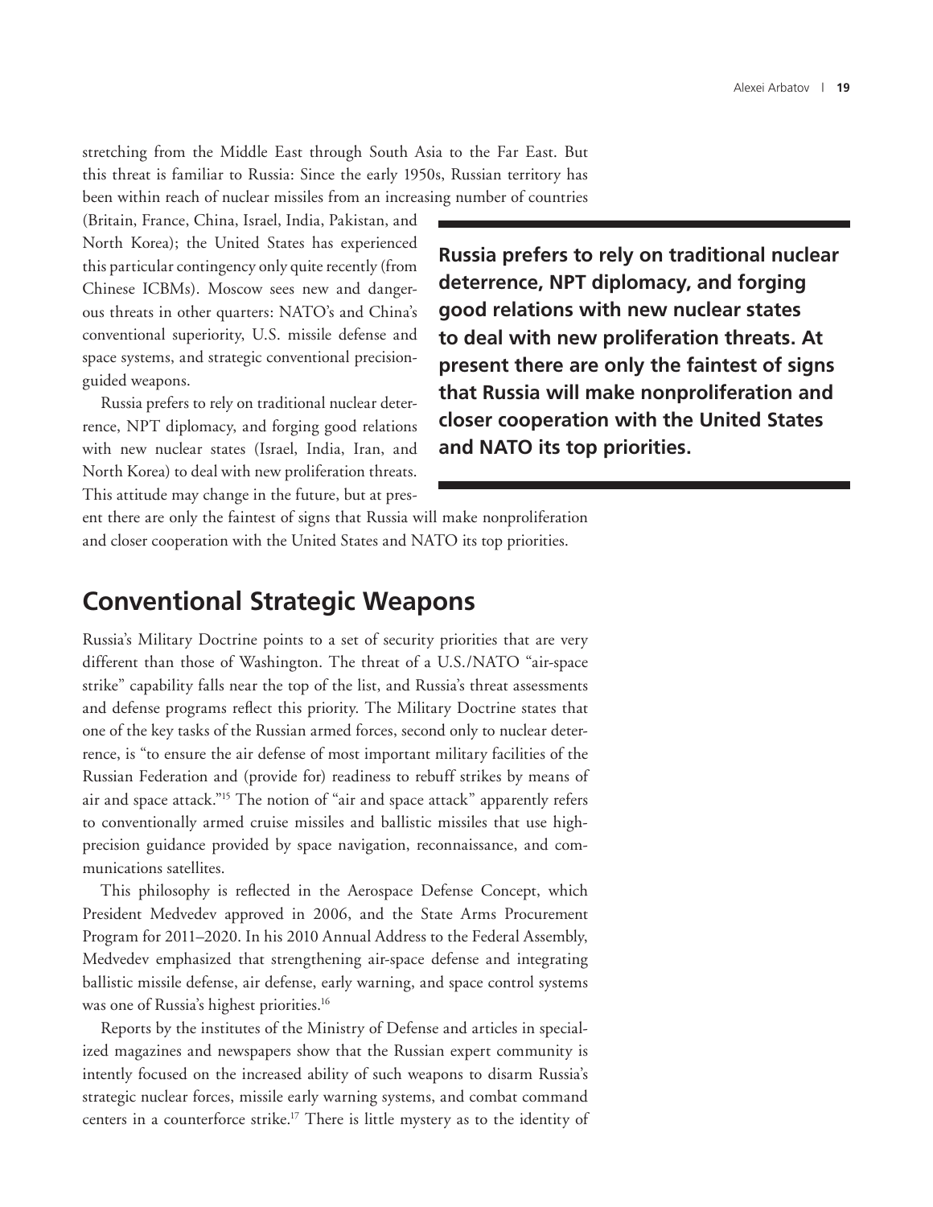stretching from the Middle East through South Asia to the Far East. But this threat is familiar to Russia: Since the early 1950s, Russian territory has been within reach of nuclear missiles from an increasing number of countries (Britain, France, China, Israel, India, Pakistan, and North Korea); the United States has experienced this particular contingency only quite recently (from Chinese ICBMs). Moscow sees new and dangerous threats in other quarters: NATO's and China's conventional superiority, U.S. missile defense and space systems, and strategic conventional precision-guided weapons.

Russia prefers to rely on traditional nuclear deterrence, NPT diplomacy, and forging good relations with new nuclear states (Israel, India, Iran, and North Korea) to deal with new proliferation threats. This attitude may change in the future, but at present there are only the faintest of signs that Russia will make nonproliferation and closer cooperation with the United States and NATO its top priorities.

**Russia prefers to rely on traditional nuclear deterrence, NPT diplomacy, and forging good relations with new nuclear states to deal with new proliferation threats. At present there are only the faintest of signs that Russia will make nonproliferation and closer cooperation with the United States and NATO its top priorities.**

## Conventional Strategic Weapons

Russia's Military Doctrine points to a set of security priorities that are very different than those of Washington. The threat of a U.S./NATO "air-space strike" capability falls near the top of the list, and Russia's threat assessments and defense programs reflect this priority. The Military Doctrine states that one of the key tasks of the Russian armed forces, second only to nuclear deterrence, is "to ensure the air defense of most important military facilities of the Russian Federation and (provide for) readiness to rebuff strikes by means of air and space attack."[15] The notion of "air and space attack" apparently refers to conventionally armed cruise missiles and ballistic missiles that use high-precision guidance provided by space navigation, reconnaissance, and communications satellites.

This philosophy is reflected in the Aerospace Defense Concept, which President Medvedev approved in 2006, and the State Arms Procurement Program for 2011–2020. In his 2010 Annual Address to the Federal Assembly, Medvedev emphasized that strengthening air-space defense and integrating ballistic missile defense, air defense, early warning, and space control systems was one of Russia's highest priorities.[16]

Reports by the institutes of the Ministry of Defense and articles in specialized magazines and newspapers show that the Russian expert community is intently focused on the increased ability of such weapons to disarm Russia's strategic nuclear forces, missile early warning systems, and combat command centers in a counterforce strike.[17] There is little mystery as to the identity of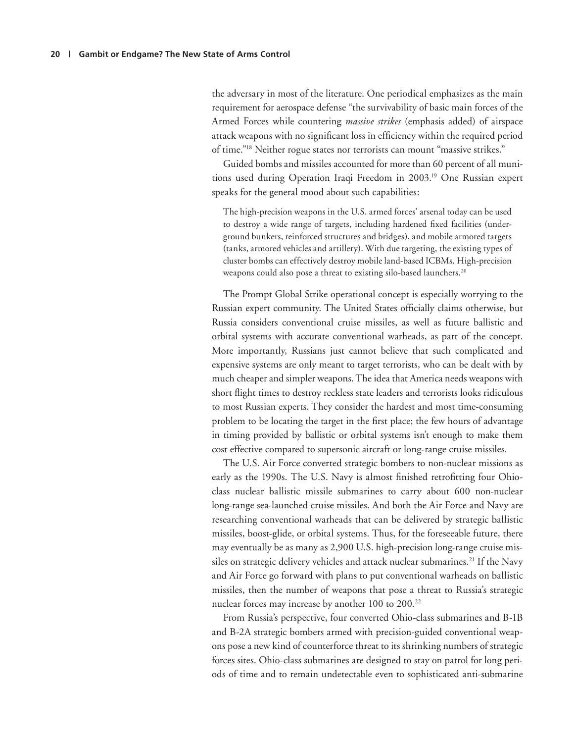the adversary in most of the literature. One periodical emphasizes as the main requirement for aerospace defense "the survivability of basic main forces of the Armed Forces while countering *massive strikes* (emphasis added) of airspace attack weapons with no significant loss in efficiency within the required period of time."[18] Neither rogue states nor terrorists can mount "massive strikes."

Guided bombs and missiles accounted for more than 60 percent of all munitions used during Operation Iraqi Freedom in 2003.[19] One Russian expert speaks for the general mood about such capabilities:

> The high-precision weapons in the U.S. armed forces' arsenal today can be used to destroy a wide range of targets, including hardened fixed facilities (underground bunkers, reinforced structures and bridges), and mobile armored targets (tanks, armored vehicles and artillery). With due targeting, the existing types of cluster bombs can effectively destroy mobile land-based ICBMs. High-precision weapons could also pose a threat to existing silo-based launchers.[20]

The Prompt Global Strike operational concept is especially worrying to the Russian expert community. The United States officially claims otherwise, but Russia considers conventional cruise missiles, as well as future ballistic and orbital systems with accurate conventional warheads, as part of the concept. More importantly, Russians just cannot believe that such complicated and expensive systems are only meant to target terrorists, who can be dealt with by much cheaper and simpler weapons. The idea that America needs weapons with short flight times to destroy reckless state leaders and terrorists looks ridiculous to most Russian experts. They consider the hardest and most time-consuming problem to be locating the target in the first place; the few hours of advantage in timing provided by ballistic or orbital systems isn't enough to make them cost effective compared to supersonic aircraft or long-range cruise missiles.

The U.S. Air Force converted strategic bombers to non-nuclear missions as early as the 1990s. The U.S. Navy is almost finished retrofitting four Ohio-class nuclear ballistic missile submarines to carry about 600 non-nuclear long-range sea-launched cruise missiles. And both the Air Force and Navy are researching conventional warheads that can be delivered by strategic ballistic missiles, boost-glide, or orbital systems. Thus, for the foreseeable future, there may eventually be as many as 2,900 U.S. high-precision long-range cruise missiles on strategic delivery vehicles and attack nuclear submarines.[21] If the Navy and Air Force go forward with plans to put conventional warheads on ballistic missiles, then the number of weapons that pose a threat to Russia's strategic nuclear forces may increase by another 100 to 200.[22]

From Russia's perspective, four converted Ohio-class submarines and B-1B and B-2A strategic bombers armed with precision-guided conventional weapons pose a new kind of counterforce threat to its shrinking numbers of strategic forces sites. Ohio-class submarines are designed to stay on patrol for long periods of time and to remain undetectable even to sophisticated anti-submarine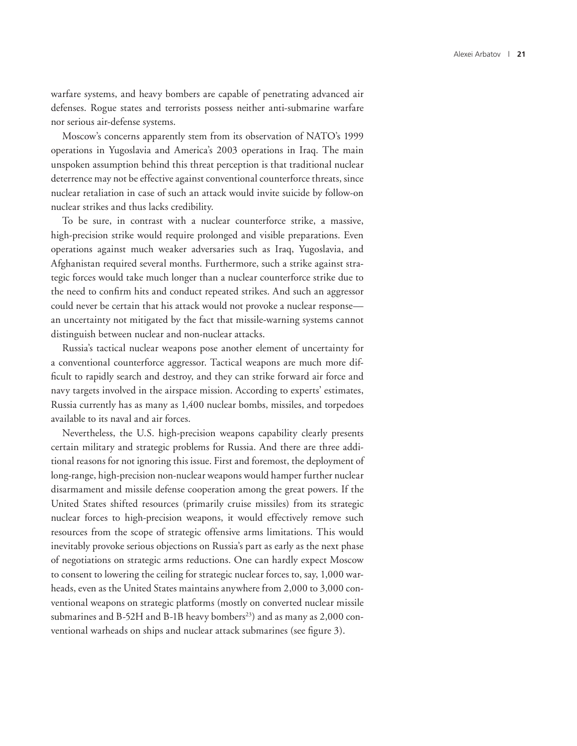warfare systems, and heavy bombers are capable of penetrating advanced air defenses. Rogue states and terrorists possess neither anti-submarine warfare nor serious air-defense systems.

Moscow's concerns apparently stem from its observation of NATO's 1999 operations in Yugoslavia and America's 2003 operations in Iraq. The main unspoken assumption behind this threat perception is that traditional nuclear deterrence may not be effective against conventional counterforce threats, since nuclear retaliation in case of such an attack would invite suicide by follow-on nuclear strikes and thus lacks credibility.

To be sure, in contrast with a nuclear counterforce strike, a massive, high-precision strike would require prolonged and visible preparations. Even operations against much weaker adversaries such as Iraq, Yugoslavia, and Afghanistan required several months. Furthermore, such a strike against strategic forces would take much longer than a nuclear counterforce strike due to the need to confirm hits and conduct repeated strikes. And such an aggressor could never be certain that his attack would not provoke a nuclear response—an uncertainty not mitigated by the fact that missile-warning systems cannot distinguish between nuclear and non-nuclear attacks.

Russia's tactical nuclear weapons pose another element of uncertainty for a conventional counterforce aggressor. Tactical weapons are much more difficult to rapidly search and destroy, and they can strike forward air force and navy targets involved in the airspace mission. According to experts' estimates, Russia currently has as many as 1,400 nuclear bombs, missiles, and torpedoes available to its naval and air forces.

Nevertheless, the U.S. high-precision weapons capability clearly presents certain military and strategic problems for Russia. And there are three additional reasons for not ignoring this issue. First and foremost, the deployment of long-range, high-precision non-nuclear weapons would hamper further nuclear disarmament and missile defense cooperation among the great powers. If the United States shifted resources (primarily cruise missiles) from its strategic nuclear forces to high-precision weapons, it would effectively remove such resources from the scope of strategic offensive arms limitations. This would inevitably provoke serious objections on Russia's part as early as the next phase of negotiations on strategic arms reductions. One can hardly expect Moscow to consent to lowering the ceiling for strategic nuclear forces to, say, 1,000 warheads, even as the United States maintains anywhere from 2,000 to 3,000 conventional weapons on strategic platforms (mostly on converted nuclear missile submarines and B-52H and B-1B heavy bombers[23]) and as many as 2,000 conventional warheads on ships and nuclear attack submarines (see figure 3).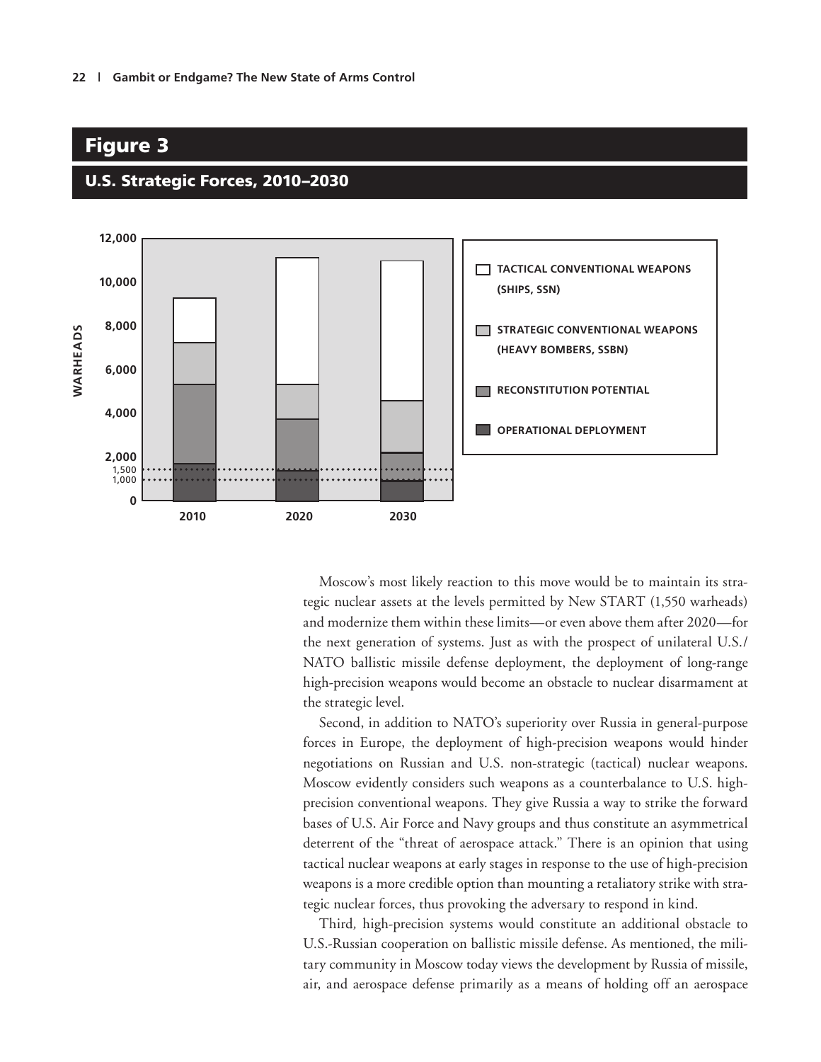## Figure 3

### U.S. Strategic Forces, 2010–2030

Moscow's most likely reaction to this move would be to maintain its strategic nuclear assets at the levels permitted by New START (1,550 warheads) and modernize them within these limits—or even above them after 2020—for the next generation of systems. Just as with the prospect of unilateral U.S./NATO ballistic missile defense deployment, the deployment of long-range high-precision weapons would become an obstacle to nuclear disarmament at the strategic level.

Second, in addition to NATO's superiority over Russia in general-purpose forces in Europe, the deployment of high-precision weapons would hinder negotiations on Russian and U.S. non-strategic (tactical) nuclear weapons. Moscow evidently considers such weapons as a counterbalance to U.S. high-precision conventional weapons. They give Russia a way to strike the forward bases of U.S. Air Force and Navy groups and thus constitute an asymmetrical deterrent of the "threat of aerospace attack." There is an opinion that using tactical nuclear weapons at early stages in response to the use of high-precision weapons is a more credible option than mounting a retaliatory strike with strategic nuclear forces, thus provoking the adversary to respond in kind.

Third, high-precision systems would constitute an additional obstacle to U.S.-Russian cooperation on ballistic missile defense. As mentioned, the military community in Moscow today views the development by Russia of missile, air, and aerospace defense primarily as a means of holding off an aerospace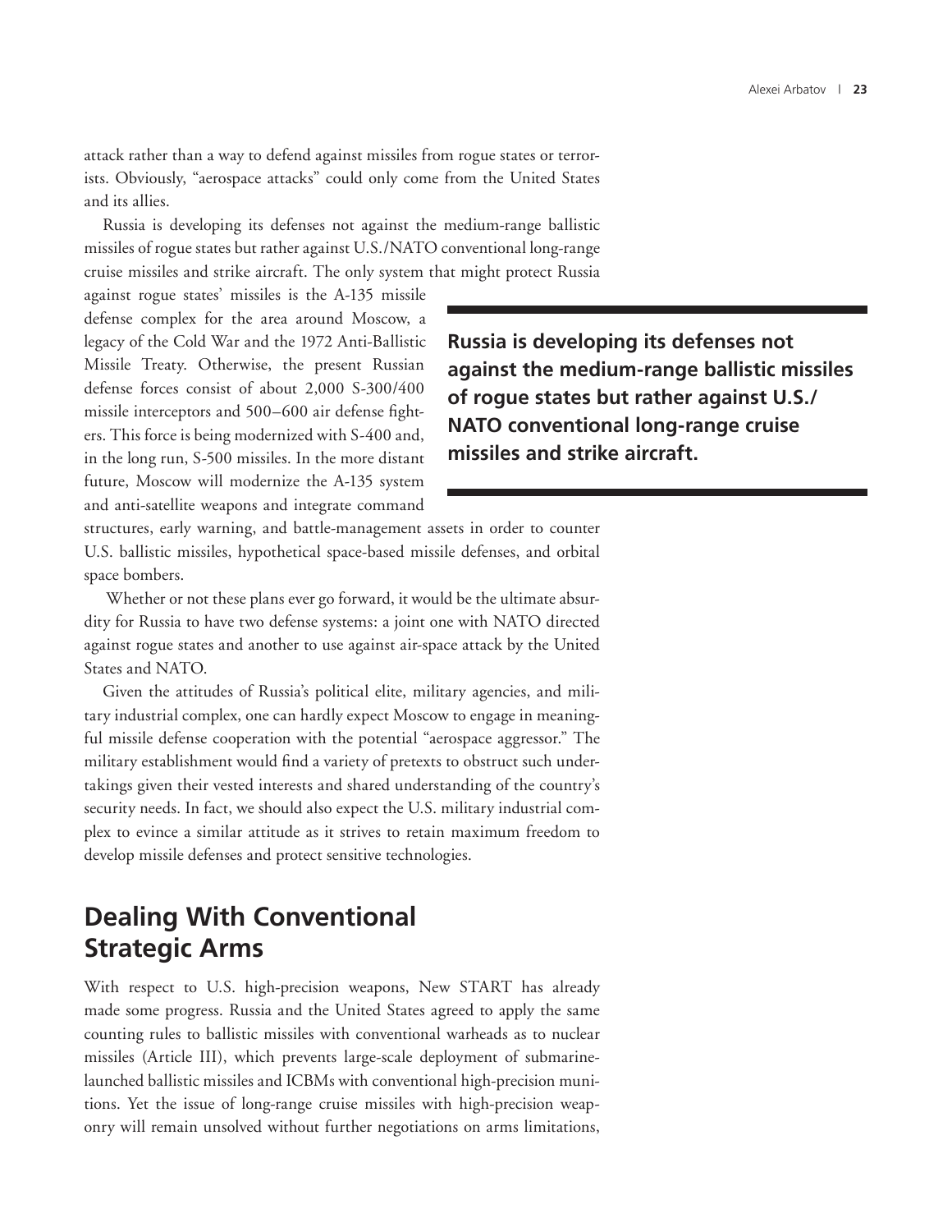attack rather than a way to defend against missiles from rogue states or terrorists. Obviously, "aerospace attacks" could only come from the United States and its allies.

Russia is developing its defenses not against the medium-range ballistic missiles of rogue states but rather against U.S./NATO conventional long-range cruise missiles and strike aircraft. The only system that might protect Russia against rogue states' missiles is the A-135 missile defense complex for the area around Moscow, a legacy of the Cold War and the 1972 Anti-Ballistic Missile Treaty. Otherwise, the present Russian defense forces consist of about 2,000 S-300/400 missile interceptors and 500–600 air defense fighters. This force is being modernized with S-400 and, in the long run, S-500 missiles. In the more distant future, Moscow will modernize the A-135 system and anti-satellite weapons and integrate command structures, early warning, and battle-management assets in order to counter U.S. ballistic missiles, hypothetical space-based missile defenses, and orbital space bombers.

**Russia is developing its defenses not against the medium-range ballistic missiles of rogue states but rather against U.S./NATO conventional long-range cruise missiles and strike aircraft.**

Whether or not these plans ever go forward, it would be the ultimate absurdity for Russia to have two defense systems: a joint one with NATO directed against rogue states and another to use against air-space attack by the United States and NATO.

Given the attitudes of Russia's political elite, military agencies, and military industrial complex, one can hardly expect Moscow to engage in meaningful missile defense cooperation with the potential "aerospace aggressor." The military establishment would find a variety of pretexts to obstruct such undertakings given their vested interests and shared understanding of the country's security needs. In fact, we should also expect the U.S. military industrial complex to evince a similar attitude as it strives to retain maximum freedom to develop missile defenses and protect sensitive technologies.

## Dealing With Conventional Strategic Arms

With respect to U.S. high-precision weapons, New START has already made some progress. Russia and the United States agreed to apply the same counting rules to ballistic missiles with conventional warheads as to nuclear missiles (Article III), which prevents large-scale deployment of submarine-launched ballistic missiles and ICBMs with conventional high-precision munitions. Yet the issue of long-range cruise missiles with high-precision weaponry will remain unsolved without further negotiations on arms limitations,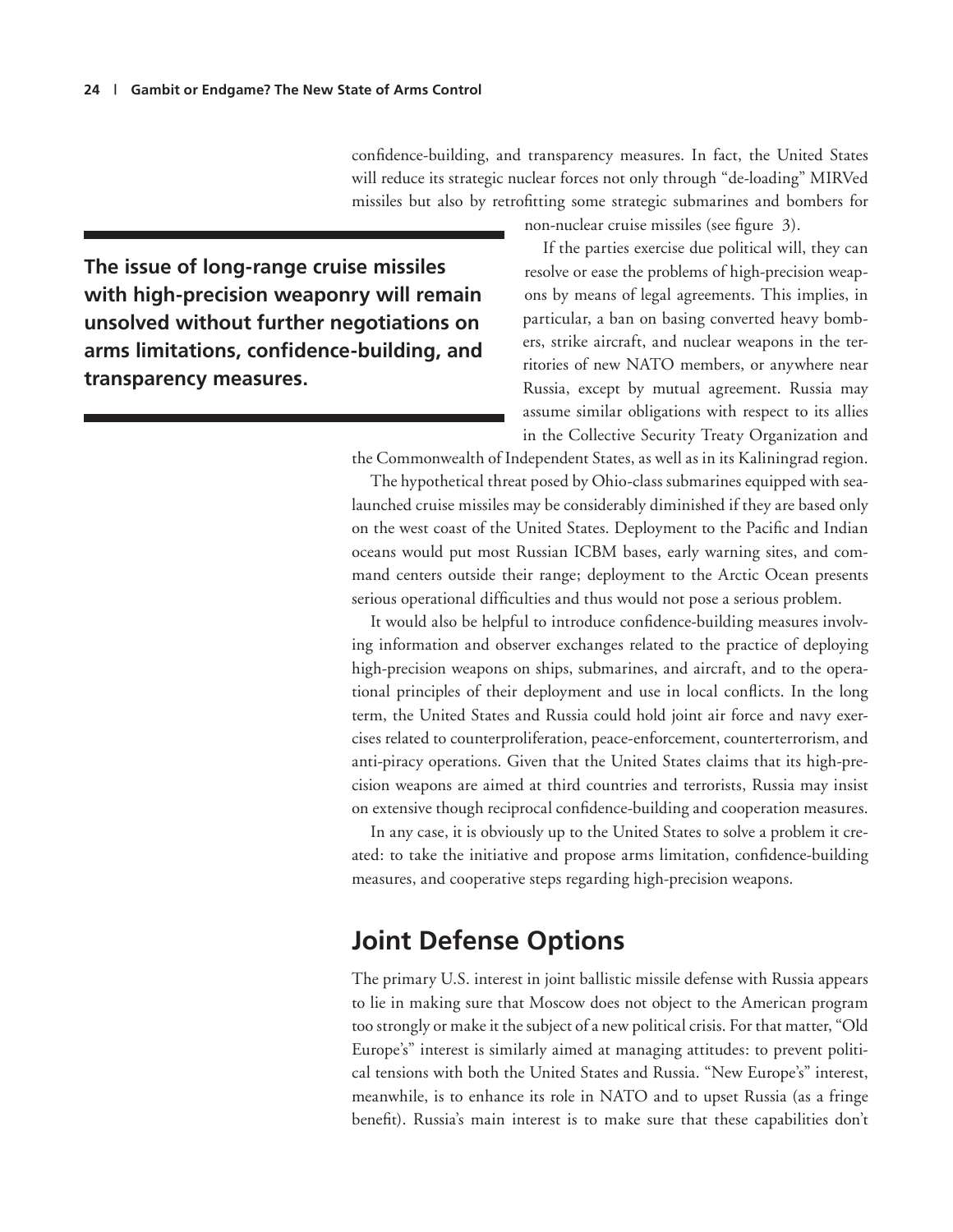confidence-building, and transparency measures. In fact, the United States will reduce its strategic nuclear forces not only through "de-loading" MIRVed missiles but also by retrofitting some strategic submarines and bombers for non-nuclear cruise missiles (see figure 3).

**The issue of long-range cruise missiles with high-precision weaponry will remain unsolved without further negotiations on arms limitations, confidence-building, and transparency measures.**

If the parties exercise due political will, they can resolve or ease the problems of high-precision weapons by means of legal agreements. This implies, in particular, a ban on basing converted heavy bombers, strike aircraft, and nuclear weapons in the territories of new NATO members, or anywhere near Russia, except by mutual agreement. Russia may assume similar obligations with respect to its allies in the Collective Security Treaty Organization and the Commonwealth of Independent States, as well as in its Kaliningrad region.

The hypothetical threat posed by Ohio-class submarines equipped with sea-launched cruise missiles may be considerably diminished if they are based only on the west coast of the United States. Deployment to the Pacific and Indian oceans would put most Russian ICBM bases, early warning sites, and command centers outside their range; deployment to the Arctic Ocean presents serious operational difficulties and thus would not pose a serious problem.

It would also be helpful to introduce confidence-building measures involving information and observer exchanges related to the practice of deploying high-precision weapons on ships, submarines, and aircraft, and to the operational principles of their deployment and use in local conflicts. In the long term, the United States and Russia could hold joint air force and navy exercises related to counterproliferation, peace-enforcement, counterterrorism, and anti-piracy operations. Given that the United States claims that its high-precision weapons are aimed at third countries and terrorists, Russia may insist on extensive though reciprocal confidence-building and cooperation measures.

In any case, it is obviously up to the United States to solve a problem it created: to take the initiative and propose arms limitation, confidence-building measures, and cooperative steps regarding high-precision weapons.

## Joint Defense Options

The primary U.S. interest in joint ballistic missile defense with Russia appears to lie in making sure that Moscow does not object to the American program too strongly or make it the subject of a new political crisis. For that matter, "Old Europe's" interest is similarly aimed at managing attitudes: to prevent political tensions with both the United States and Russia. "New Europe's" interest, meanwhile, is to enhance its role in NATO and to upset Russia (as a fringe benefit). Russia's main interest is to make sure that these capabilities don't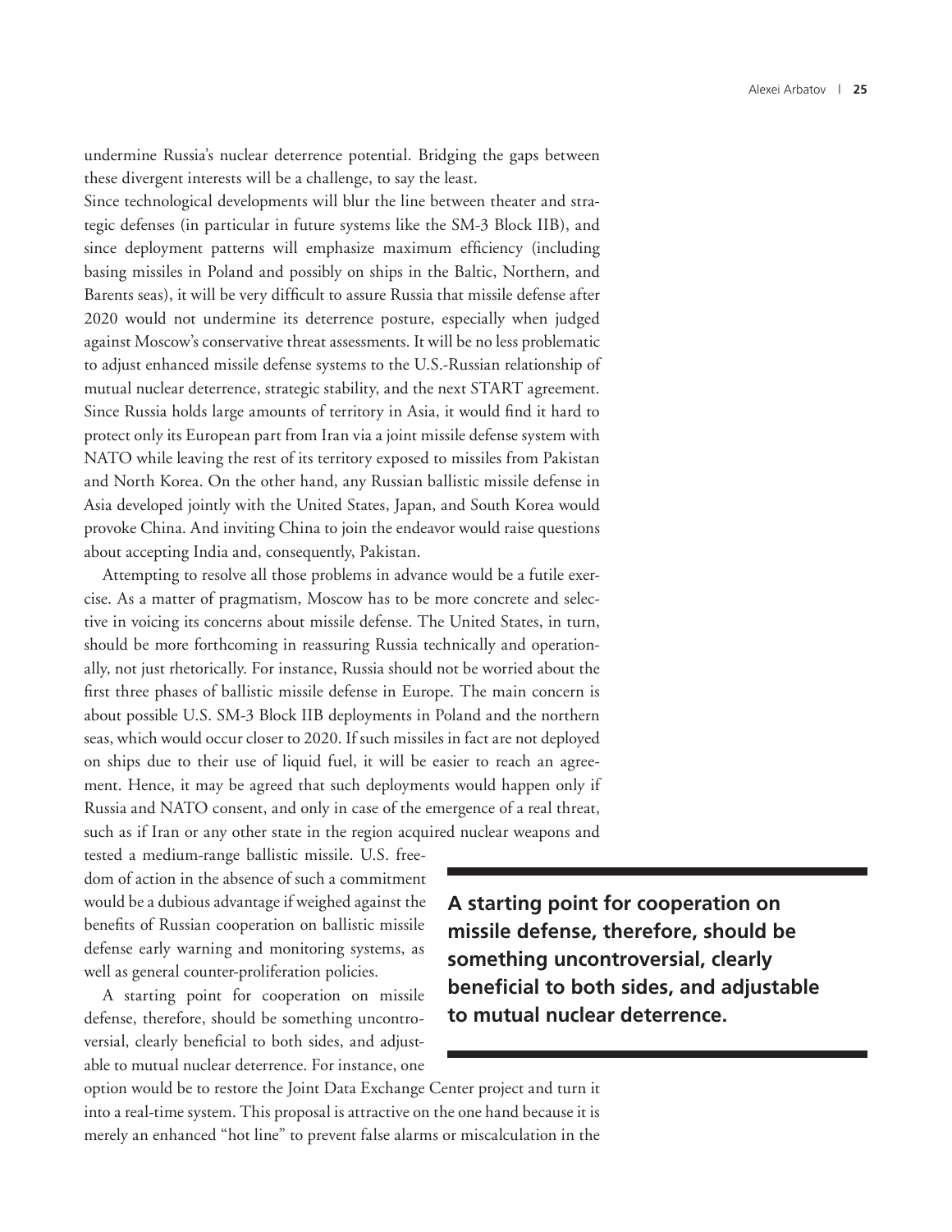undermine Russia's nuclear deterrence potential. Bridging the gaps between these divergent interests will be a challenge, to say the least.

Since technological developments will blur the line between theater and strategic defenses (in particular in future systems like the SM-3 Block IIB), and since deployment patterns will emphasize maximum efficiency (including basing missiles in Poland and possibly on ships in the Baltic, Northern, and Barents seas), it will be very difficult to assure Russia that missile defense after 2020 would not undermine its deterrence posture, especially when judged against Moscow's conservative threat assessments. It will be no less problematic to adjust enhanced missile defense systems to the U.S.-Russian relationship of mutual nuclear deterrence, strategic stability, and the next START agreement. Since Russia holds large amounts of territory in Asia, it would find it hard to protect only its European part from Iran via a joint missile defense system with NATO while leaving the rest of its territory exposed to missiles from Pakistan and North Korea. On the other hand, any Russian ballistic missile defense in Asia developed jointly with the United States, Japan, and South Korea would provoke China. And inviting China to join the endeavor would raise questions about accepting India and, consequently, Pakistan.

Attempting to resolve all those problems in advance would be a futile exercise. As a matter of pragmatism, Moscow has to be more concrete and selective in voicing its concerns about missile defense. The United States, in turn, should be more forthcoming in reassuring Russia technically and operationally, not just rhetorically. For instance, Russia should not be worried about the first three phases of ballistic missile defense in Europe. The main concern is about possible U.S. SM-3 Block IIB deployments in Poland and the northern seas, which would occur closer to 2020. If such missiles in fact are not deployed on ships due to their use of liquid fuel, it will be easier to reach an agreement. Hence, it may be agreed that such deployments would happen only if Russia and NATO consent, and only in case of the emergence of a real threat, such as if Iran or any other state in the region acquired nuclear weapons and tested a medium-range ballistic missile. U.S. freedom of action in the absence of such a commitment would be a dubious advantage if weighed against the benefits of Russian cooperation on ballistic missile defense early warning and monitoring systems, as well as general counter-proliferation policies.

**A starting point for cooperation on missile defense, therefore, should be something uncontroversial, clearly beneficial to both sides, and adjustable to mutual nuclear deterrence.**

A starting point for cooperation on missile defense, therefore, should be something uncontroversial, clearly beneficial to both sides, and adjustable to mutual nuclear deterrence. For instance, one option would be to restore the Joint Data Exchange Center project and turn it into a real-time system. This proposal is attractive on the one hand because it is merely an enhanced "hot line" to prevent false alarms or miscalculation in the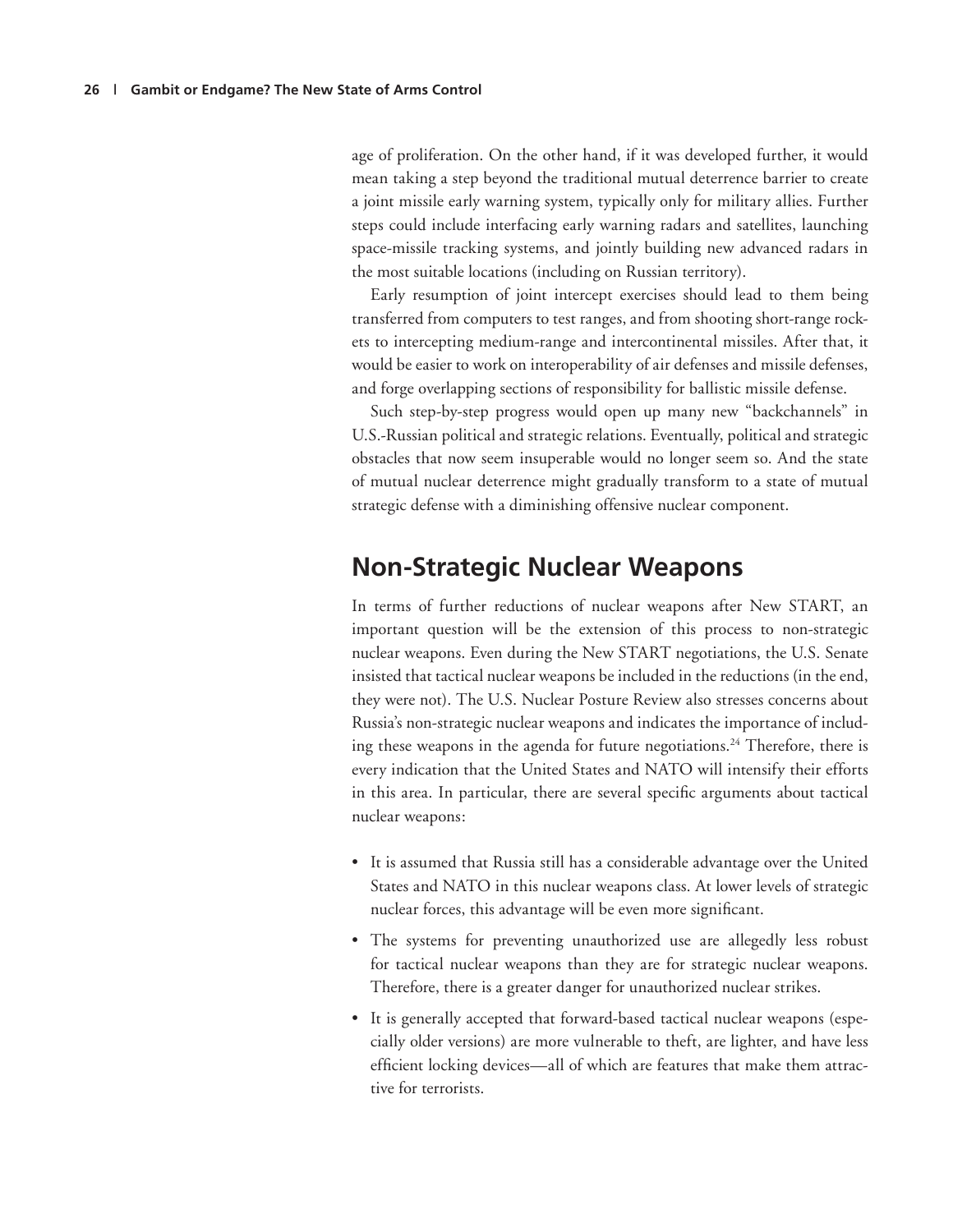age of proliferation. On the other hand, if it was developed further, it would mean taking a step beyond the traditional mutual deterrence barrier to create a joint missile early warning system, typically only for military allies. Further steps could include interfacing early warning radars and satellites, launching space-missile tracking systems, and jointly building new advanced radars in the most suitable locations (including on Russian territory).

Early resumption of joint intercept exercises should lead to them being transferred from computers to test ranges, and from shooting short-range rockets to intercepting medium-range and intercontinental missiles. After that, it would be easier to work on interoperability of air defenses and missile defenses, and forge overlapping sections of responsibility for ballistic missile defense.

Such step-by-step progress would open up many new "backchannels" in U.S.-Russian political and strategic relations. Eventually, political and strategic obstacles that now seem insuperable would no longer seem so. And the state of mutual nuclear deterrence might gradually transform to a state of mutual strategic defense with a diminishing offensive nuclear component.

## Non-Strategic Nuclear Weapons

In terms of further reductions of nuclear weapons after New START, an important question will be the extension of this process to non-strategic nuclear weapons. Even during the New START negotiations, the U.S. Senate insisted that tactical nuclear weapons be included in the reductions (in the end, they were not). The U.S. Nuclear Posture Review also stresses concerns about Russia's non-strategic nuclear weapons and indicates the importance of including these weapons in the agenda for future negotiations.[24] Therefore, there is every indication that the United States and NATO will intensify their efforts in this area. In particular, there are several specific arguments about tactical nuclear weapons:

- It is assumed that Russia still has a considerable advantage over the United States and NATO in this nuclear weapons class. At lower levels of strategic nuclear forces, this advantage will be even more significant.
- The systems for preventing unauthorized use are allegedly less robust for tactical nuclear weapons than they are for strategic nuclear weapons. Therefore, there is a greater danger for unauthorized nuclear strikes.
- It is generally accepted that forward-based tactical nuclear weapons (especially older versions) are more vulnerable to theft, are lighter, and have less efficient locking devices—all of which are features that make them attractive for terrorists.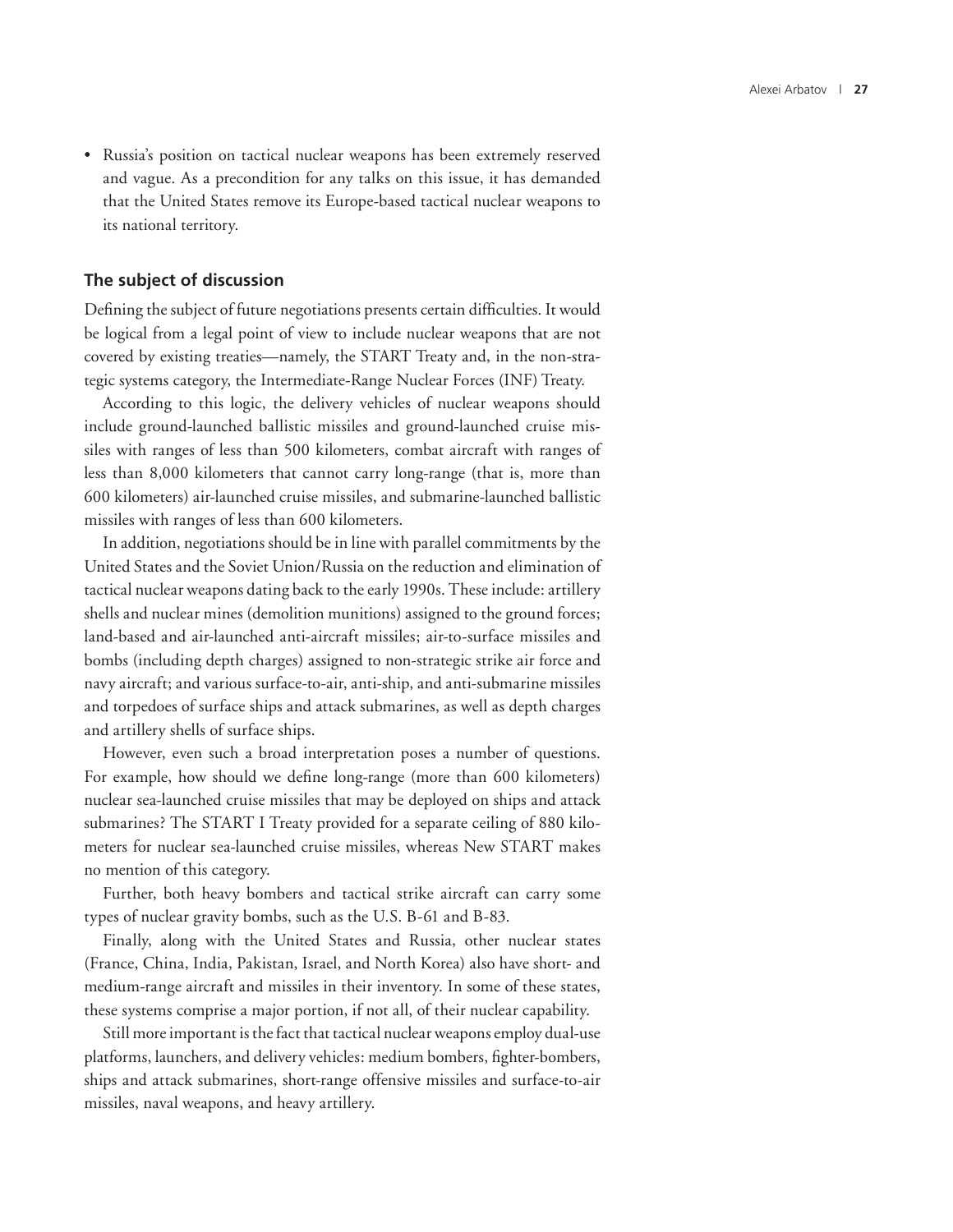- Russia's position on tactical nuclear weapons has been extremely reserved and vague. As a precondition for any talks on this issue, it has demanded that the United States remove its Europe-based tactical nuclear weapons to its national territory.

### The subject of discussion

Defining the subject of future negotiations presents certain difficulties. It would be logical from a legal point of view to include nuclear weapons that are not covered by existing treaties—namely, the START Treaty and, in the non-strategic systems category, the Intermediate-Range Nuclear Forces (INF) Treaty.

According to this logic, the delivery vehicles of nuclear weapons should include ground-launched ballistic missiles and ground-launched cruise missiles with ranges of less than 500 kilometers, combat aircraft with ranges of less than 8,000 kilometers that cannot carry long-range (that is, more than 600 kilometers) air-launched cruise missiles, and submarine-launched ballistic missiles with ranges of less than 600 kilometers.

In addition, negotiations should be in line with parallel commitments by the United States and the Soviet Union/Russia on the reduction and elimination of tactical nuclear weapons dating back to the early 1990s. These include: artillery shells and nuclear mines (demolition munitions) assigned to the ground forces; land-based and air-launched anti-aircraft missiles; air-to-surface missiles and bombs (including depth charges) assigned to non-strategic strike air force and navy aircraft; and various surface-to-air, anti-ship, and anti-submarine missiles and torpedoes of surface ships and attack submarines, as well as depth charges and artillery shells of surface ships.

However, even such a broad interpretation poses a number of questions. For example, how should we define long-range (more than 600 kilometers) nuclear sea-launched cruise missiles that may be deployed on ships and attack submarines? The START I Treaty provided for a separate ceiling of 880 kilometers for nuclear sea-launched cruise missiles, whereas New START makes no mention of this category.

Further, both heavy bombers and tactical strike aircraft can carry some types of nuclear gravity bombs, such as the U.S. B-61 and B-83.

Finally, along with the United States and Russia, other nuclear states (France, China, India, Pakistan, Israel, and North Korea) also have short- and medium-range aircraft and missiles in their inventory. In some of these states, these systems comprise a major portion, if not all, of their nuclear capability.

Still more important is the fact that tactical nuclear weapons employ dual-use platforms, launchers, and delivery vehicles: medium bombers, fighter-bombers, ships and attack submarines, short-range offensive missiles and surface-to-air missiles, naval weapons, and heavy artillery.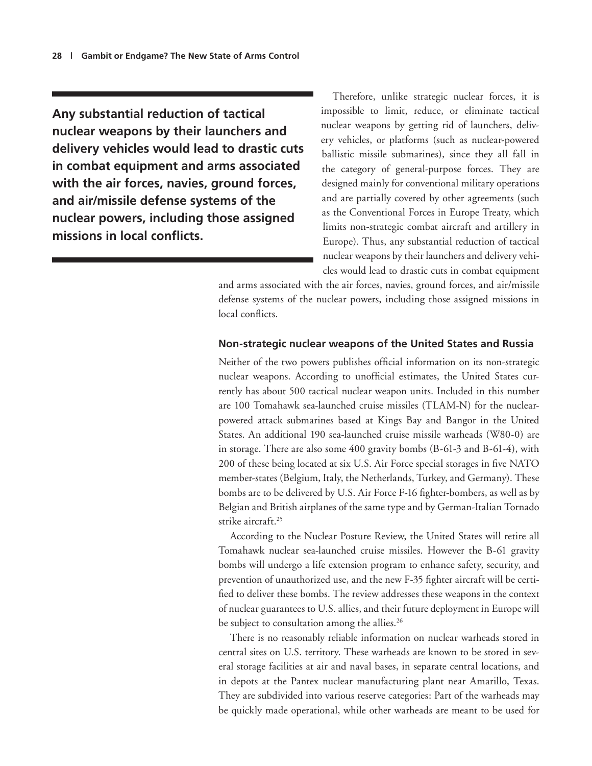**Any substantial reduction of tactical nuclear weapons by their launchers and delivery vehicles would lead to drastic cuts in combat equipment and arms associated with the air forces, navies, ground forces, and air/missile defense systems of the nuclear powers, including those assigned missions in local conflicts.**

Therefore, unlike strategic nuclear forces, it is impossible to limit, reduce, or eliminate tactical nuclear weapons by getting rid of launchers, delivery vehicles, or platforms (such as nuclear-powered ballistic missile submarines), since they all fall in the category of general-purpose forces. They are designed mainly for conventional military operations and are partially covered by other agreements (such as the Conventional Forces in Europe Treaty, which limits non-strategic combat aircraft and artillery in Europe). Thus, any substantial reduction of tactical nuclear weapons by their launchers and delivery vehicles would lead to drastic cuts in combat equipment and arms associated with the air forces, navies, ground forces, and air/missile defense systems of the nuclear powers, including those assigned missions in local conflicts.

### Non-strategic nuclear weapons of the United States and Russia

Neither of the two powers publishes official information on its non-strategic nuclear weapons. According to unofficial estimates, the United States currently has about 500 tactical nuclear weapon units. Included in this number are 100 Tomahawk sea-launched cruise missiles (TLAM-N) for the nuclear-powered attack submarines based at Kings Bay and Bangor in the United States. An additional 190 sea-launched cruise missile warheads (W80-0) are in storage. There are also some 400 gravity bombs (B-61-3 and B-61-4), with 200 of these being located at six U.S. Air Force special storages in five NATO member-states (Belgium, Italy, the Netherlands, Turkey, and Germany). These bombs are to be delivered by U.S. Air Force F-16 fighter-bombers, as well as by Belgian and British airplanes of the same type and by German-Italian Tornado strike aircraft.[25]

According to the Nuclear Posture Review, the United States will retire all Tomahawk nuclear sea-launched cruise missiles. However the B-61 gravity bombs will undergo a life extension program to enhance safety, security, and prevention of unauthorized use, and the new F-35 fighter aircraft will be certified to deliver these bombs. The review addresses these weapons in the context of nuclear guarantees to U.S. allies, and their future deployment in Europe will be subject to consultation among the allies.[26]

There is no reasonably reliable information on nuclear warheads stored in central sites on U.S. territory. These warheads are known to be stored in several storage facilities at air and naval bases, in separate central locations, and in depots at the Pantex nuclear manufacturing plant near Amarillo, Texas. They are subdivided into various reserve categories: Part of the warheads may be quickly made operational, while other warheads are meant to be used for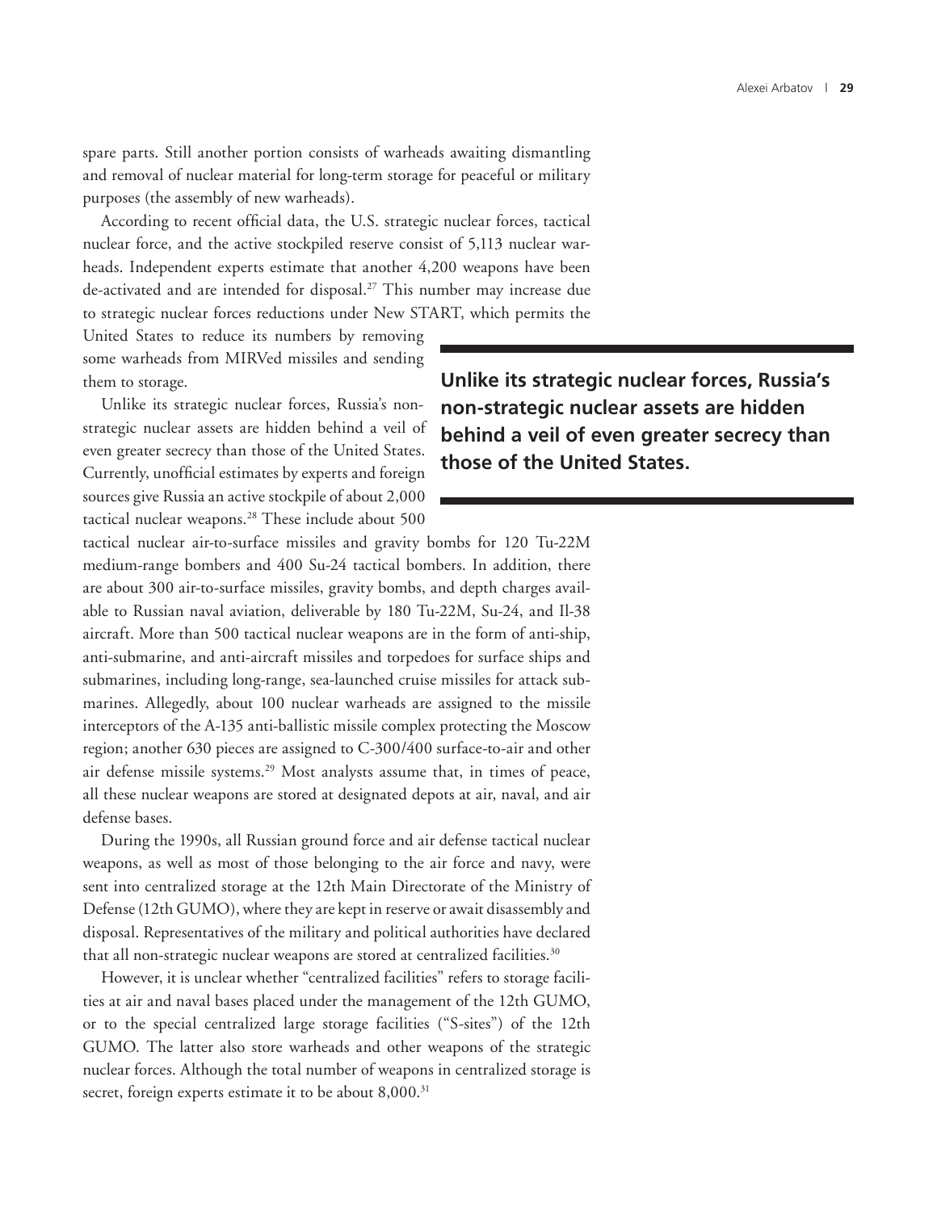spare parts. Still another portion consists of warheads awaiting dismantling and removal of nuclear material for long-term storage for peaceful or military purposes (the assembly of new warheads).

According to recent official data, the U.S. strategic nuclear forces, tactical nuclear force, and the active stockpiled reserve consist of 5,113 nuclear warheads. Independent experts estimate that another 4,200 weapons have been de-activated and are intended for disposal.[27] This number may increase due to strategic nuclear forces reductions under New START, which permits the United States to reduce its numbers by removing some warheads from MIRVed missiles and sending them to storage.

**Unlike its strategic nuclear forces, Russia's non-strategic nuclear assets are hidden behind a veil of even greater secrecy than those of the United States.**

Unlike its strategic nuclear forces, Russia's non-strategic nuclear assets are hidden behind a veil of even greater secrecy than those of the United States. Currently, unofficial estimates by experts and foreign sources give Russia an active stockpile of about 2,000 tactical nuclear weapons.[28] These include about 500 tactical nuclear air-to-surface missiles and gravity bombs for 120 Tu-22M medium-range bombers and 400 Su-24 tactical bombers. In addition, there are about 300 air-to-surface missiles, gravity bombs, and depth charges available to Russian naval aviation, deliverable by 180 Tu-22M, Su-24, and Il-38 aircraft. More than 500 tactical nuclear weapons are in the form of anti-ship, anti-submarine, and anti-aircraft missiles and torpedoes for surface ships and submarines, including long-range, sea-launched cruise missiles for attack submarines. Allegedly, about 100 nuclear warheads are assigned to the missile interceptors of the A-135 anti-ballistic missile complex protecting the Moscow region; another 630 pieces are assigned to C-300/400 surface-to-air and other air defense missile systems.[29] Most analysts assume that, in times of peace, all these nuclear weapons are stored at designated depots at air, naval, and air defense bases.

During the 1990s, all Russian ground force and air defense tactical nuclear weapons, as well as most of those belonging to the air force and navy, were sent into centralized storage at the 12th Main Directorate of the Ministry of Defense (12th GUMO), where they are kept in reserve or await disassembly and disposal. Representatives of the military and political authorities have declared that all non-strategic nuclear weapons are stored at centralized facilities.[30]

However, it is unclear whether "centralized facilities" refers to storage facilities at air and naval bases placed under the management of the 12th GUMO, or to the special centralized large storage facilities ("S-sites") of the 12th GUMO. The latter also store warheads and other weapons of the strategic nuclear forces. Although the total number of weapons in centralized storage is secret, foreign experts estimate it to be about 8,000.[31]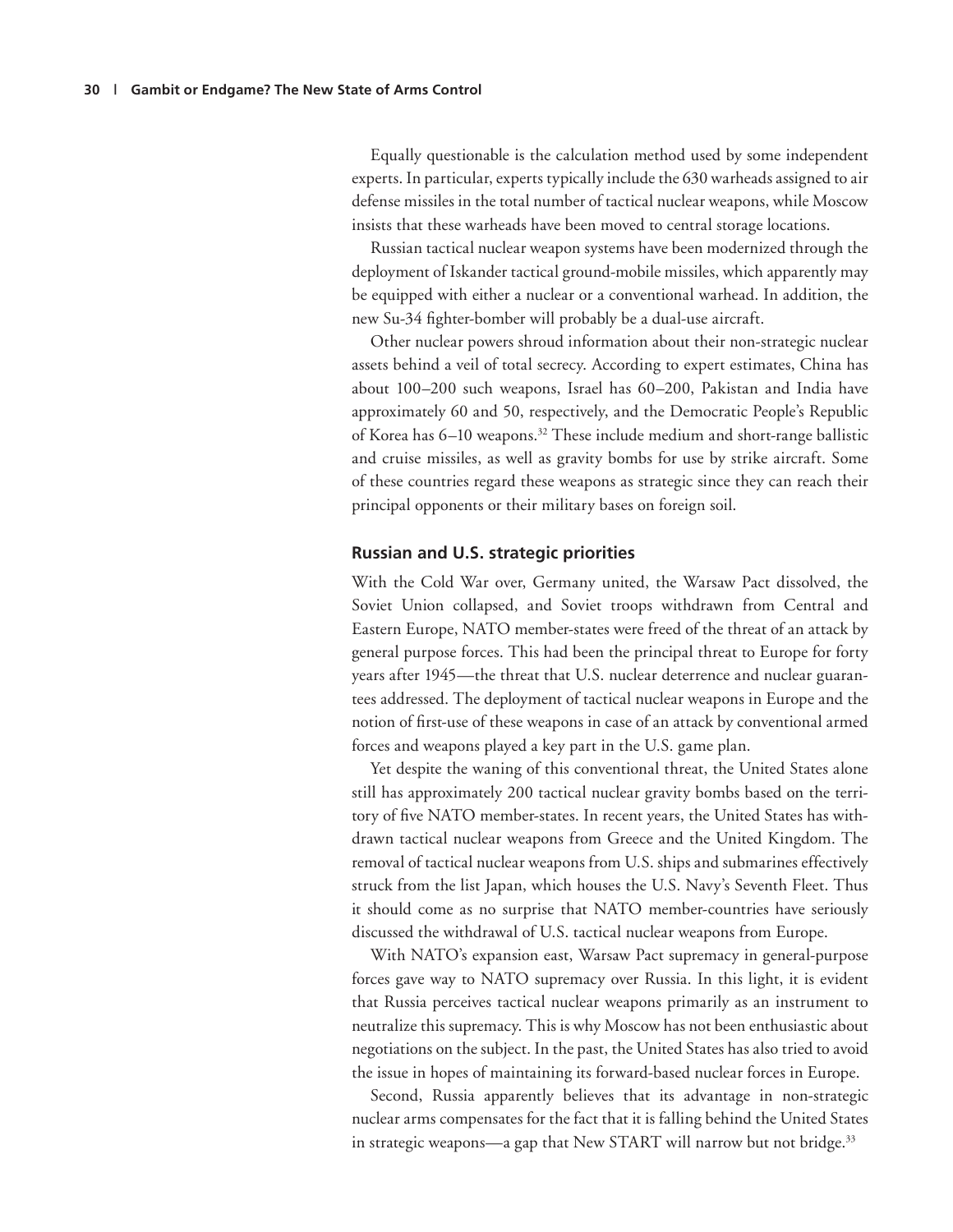Equally questionable is the calculation method used by some independent experts. In particular, experts typically include the 630 warheads assigned to air defense missiles in the total number of tactical nuclear weapons, while Moscow insists that these warheads have been moved to central storage locations.

Russian tactical nuclear weapon systems have been modernized through the deployment of Iskander tactical ground-mobile missiles, which apparently may be equipped with either a nuclear or a conventional warhead. In addition, the new Su-34 fighter-bomber will probably be a dual-use aircraft.

Other nuclear powers shroud information about their non-strategic nuclear assets behind a veil of total secrecy. According to expert estimates, China has about 100–200 such weapons, Israel has 60–200, Pakistan and India have approximately 60 and 50, respectively, and the Democratic People's Republic of Korea has 6–10 weapons.[32] These include medium and short-range ballistic and cruise missiles, as well as gravity bombs for use by strike aircraft. Some of these countries regard these weapons as strategic since they can reach their principal opponents or their military bases on foreign soil.

### Russian and U.S. strategic priorities

With the Cold War over, Germany united, the Warsaw Pact dissolved, the Soviet Union collapsed, and Soviet troops withdrawn from Central and Eastern Europe, NATO member-states were freed of the threat of an attack by general purpose forces. This had been the principal threat to Europe for forty years after 1945—the threat that U.S. nuclear deterrence and nuclear guarantees addressed. The deployment of tactical nuclear weapons in Europe and the notion of first-use of these weapons in case of an attack by conventional armed forces and weapons played a key part in the U.S. game plan.

Yet despite the waning of this conventional threat, the United States alone still has approximately 200 tactical nuclear gravity bombs based on the territory of five NATO member-states. In recent years, the United States has withdrawn tactical nuclear weapons from Greece and the United Kingdom. The removal of tactical nuclear weapons from U.S. ships and submarines effectively struck from the list Japan, which houses the U.S. Navy's Seventh Fleet. Thus it should come as no surprise that NATO member-countries have seriously discussed the withdrawal of U.S. tactical nuclear weapons from Europe.

With NATO's expansion east, Warsaw Pact supremacy in general-purpose forces gave way to NATO supremacy over Russia. In this light, it is evident that Russia perceives tactical nuclear weapons primarily as an instrument to neutralize this supremacy. This is why Moscow has not been enthusiastic about negotiations on the subject. In the past, the United States has also tried to avoid the issue in hopes of maintaining its forward-based nuclear forces in Europe.

Second, Russia apparently believes that its advantage in non-strategic nuclear arms compensates for the fact that it is falling behind the United States in strategic weapons—a gap that New START will narrow but not bridge.[33]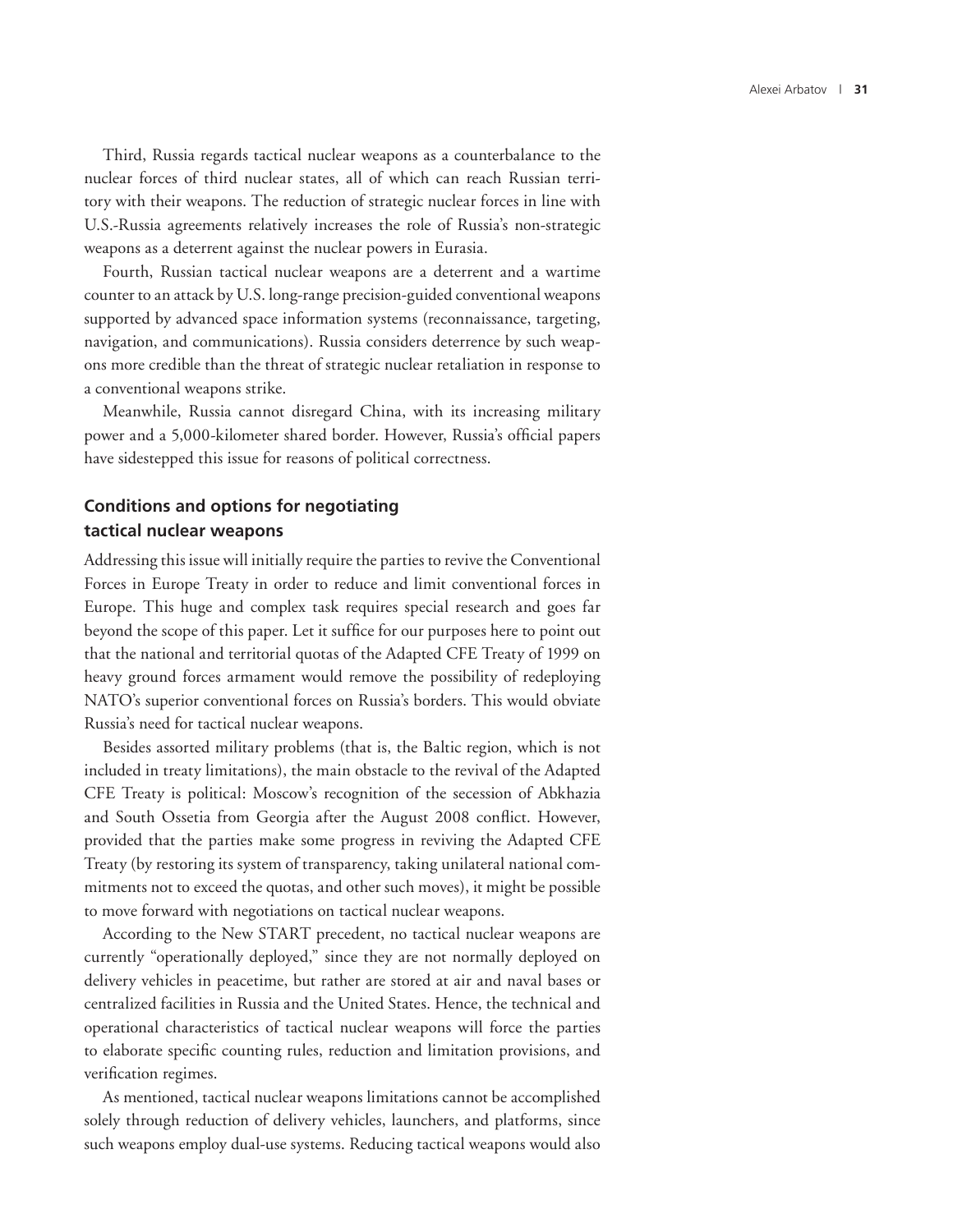Third, Russia regards tactical nuclear weapons as a counterbalance to the nuclear forces of third nuclear states, all of which can reach Russian territory with their weapons. The reduction of strategic nuclear forces in line with U.S.-Russia agreements relatively increases the role of Russia's non-strategic weapons as a deterrent against the nuclear powers in Eurasia.

Fourth, Russian tactical nuclear weapons are a deterrent and a wartime counter to an attack by U.S. long-range precision-guided conventional weapons supported by advanced space information systems (reconnaissance, targeting, navigation, and communications). Russia considers deterrence by such weapons more credible than the threat of strategic nuclear retaliation in response to a conventional weapons strike.

Meanwhile, Russia cannot disregard China, with its increasing military power and a 5,000-kilometer shared border. However, Russia's official papers have sidestepped this issue for reasons of political correctness.

## Conditions and options for negotiating tactical nuclear weapons

Addressing this issue will initially require the parties to revive the Conventional Forces in Europe Treaty in order to reduce and limit conventional forces in Europe. This huge and complex task requires special research and goes far beyond the scope of this paper. Let it suffice for our purposes here to point out that the national and territorial quotas of the Adapted CFE Treaty of 1999 on heavy ground forces armament would remove the possibility of redeploying NATO's superior conventional forces on Russia's borders. This would obviate Russia's need for tactical nuclear weapons.

Besides assorted military problems (that is, the Baltic region, which is not included in treaty limitations), the main obstacle to the revival of the Adapted CFE Treaty is political: Moscow's recognition of the secession of Abkhazia and South Ossetia from Georgia after the August 2008 conflict. However, provided that the parties make some progress in reviving the Adapted CFE Treaty (by restoring its system of transparency, taking unilateral national commitments not to exceed the quotas, and other such moves), it might be possible to move forward with negotiations on tactical nuclear weapons.

According to the New START precedent, no tactical nuclear weapons are currently "operationally deployed," since they are not normally deployed on delivery vehicles in peacetime, but rather are stored at air and naval bases or centralized facilities in Russia and the United States. Hence, the technical and operational characteristics of tactical nuclear weapons will force the parties to elaborate specific counting rules, reduction and limitation provisions, and verification regimes.

As mentioned, tactical nuclear weapons limitations cannot be accomplished solely through reduction of delivery vehicles, launchers, and platforms, since such weapons employ dual-use systems. Reducing tactical weapons would also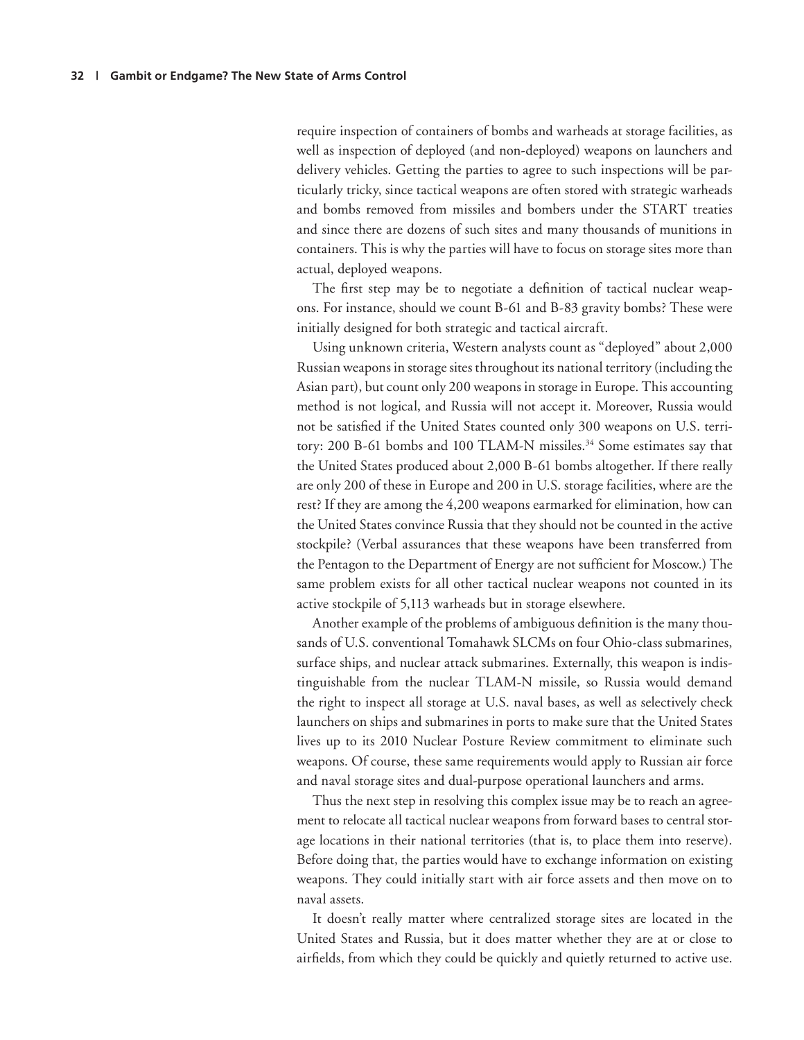require inspection of containers of bombs and warheads at storage facilities, as well as inspection of deployed (and non-deployed) weapons on launchers and delivery vehicles. Getting the parties to agree to such inspections will be particularly tricky, since tactical weapons are often stored with strategic warheads and bombs removed from missiles and bombers under the START treaties and since there are dozens of such sites and many thousands of munitions in containers. This is why the parties will have to focus on storage sites more than actual, deployed weapons.

The first step may be to negotiate a definition of tactical nuclear weapons. For instance, should we count B-61 and B-83 gravity bombs? These were initially designed for both strategic and tactical aircraft.

Using unknown criteria, Western analysts count as "deployed" about 2,000 Russian weapons in storage sites throughout its national territory (including the Asian part), but count only 200 weapons in storage in Europe. This accounting method is not logical, and Russia will not accept it. Moreover, Russia would not be satisfied if the United States counted only 300 weapons on U.S. territory: 200 B-61 bombs and 100 TLAM-N missiles.[34] Some estimates say that the United States produced about 2,000 B-61 bombs altogether. If there really are only 200 of these in Europe and 200 in U.S. storage facilities, where are the rest? If they are among the 4,200 weapons earmarked for elimination, how can the United States convince Russia that they should not be counted in the active stockpile? (Verbal assurances that these weapons have been transferred from the Pentagon to the Department of Energy are not sufficient for Moscow.) The same problem exists for all other tactical nuclear weapons not counted in its active stockpile of 5,113 warheads but in storage elsewhere.

Another example of the problems of ambiguous definition is the many thousands of U.S. conventional Tomahawk SLCMs on four Ohio-class submarines, surface ships, and nuclear attack submarines. Externally, this weapon is indistinguishable from the nuclear TLAM-N missile, so Russia would demand the right to inspect all storage at U.S. naval bases, as well as selectively check launchers on ships and submarines in ports to make sure that the United States lives up to its 2010 Nuclear Posture Review commitment to eliminate such weapons. Of course, these same requirements would apply to Russian air force and naval storage sites and dual-purpose operational launchers and arms.

Thus the next step in resolving this complex issue may be to reach an agreement to relocate all tactical nuclear weapons from forward bases to central storage locations in their national territories (that is, to place them into reserve). Before doing that, the parties would have to exchange information on existing weapons. They could initially start with air force assets and then move on to naval assets.

It doesn't really matter where centralized storage sites are located in the United States and Russia, but it does matter whether they are at or close to airfields, from which they could be quickly and quietly returned to active use.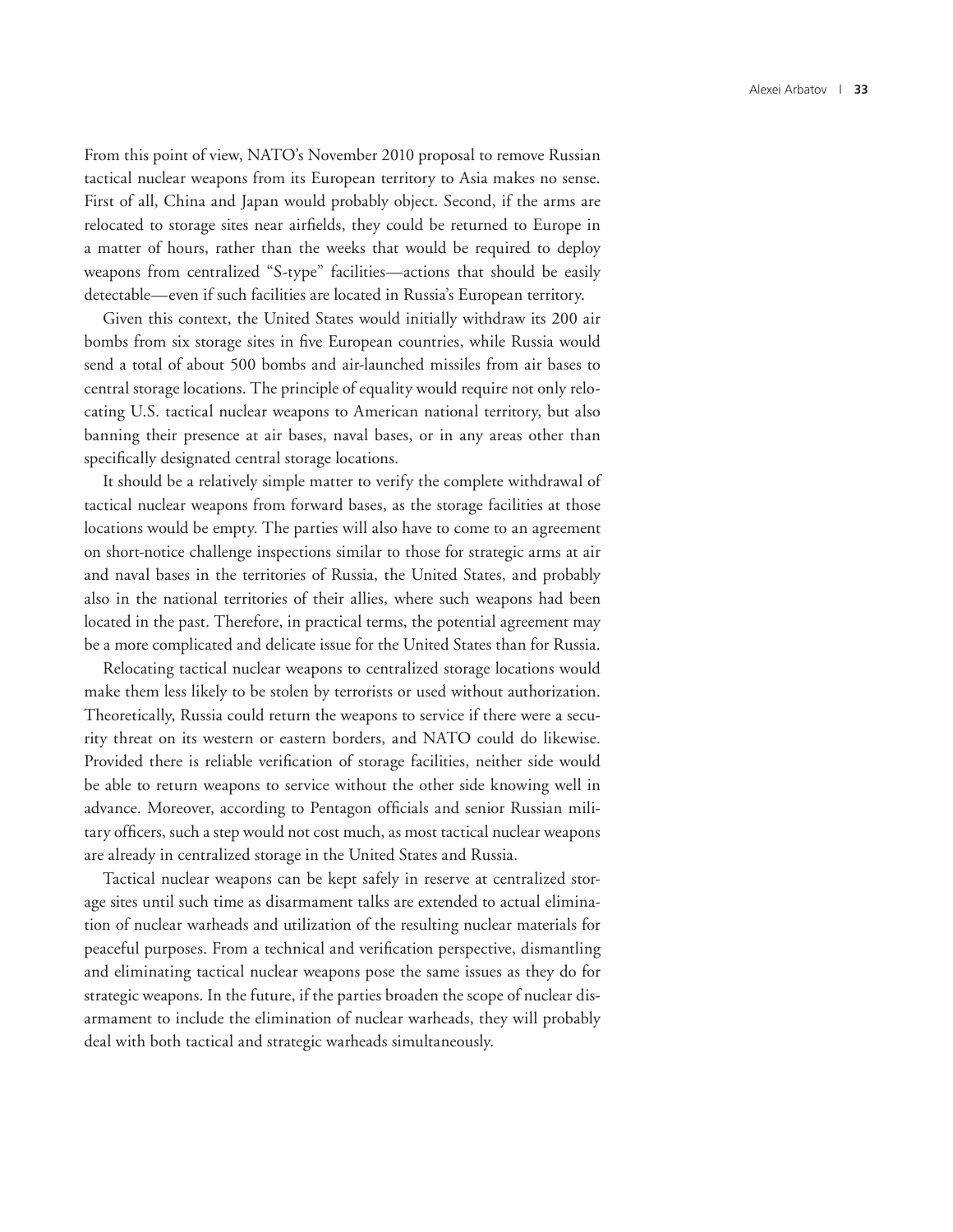From this point of view, NATO's November 2010 proposal to remove Russian tactical nuclear weapons from its European territory to Asia makes no sense. First of all, China and Japan would probably object. Second, if the arms are relocated to storage sites near airfields, they could be returned to Europe in a matter of hours, rather than the weeks that would be required to deploy weapons from centralized "S-type" facilities—actions that should be easily detectable—even if such facilities are located in Russia's European territory.

Given this context, the United States would initially withdraw its 200 air bombs from six storage sites in five European countries, while Russia would send a total of about 500 bombs and air-launched missiles from air bases to central storage locations. The principle of equality would require not only relocating U.S. tactical nuclear weapons to American national territory, but also banning their presence at air bases, naval bases, or in any areas other than specifically designated central storage locations.

It should be a relatively simple matter to verify the complete withdrawal of tactical nuclear weapons from forward bases, as the storage facilities at those locations would be empty. The parties will also have to come to an agreement on short-notice challenge inspections similar to those for strategic arms at air and naval bases in the territories of Russia, the United States, and probably also in the national territories of their allies, where such weapons had been located in the past. Therefore, in practical terms, the potential agreement may be a more complicated and delicate issue for the United States than for Russia.

Relocating tactical nuclear weapons to centralized storage locations would make them less likely to be stolen by terrorists or used without authorization. Theoretically, Russia could return the weapons to service if there were a security threat on its western or eastern borders, and NATO could do likewise. Provided there is reliable verification of storage facilities, neither side would be able to return weapons to service without the other side knowing well in advance. Moreover, according to Pentagon officials and senior Russian military officers, such a step would not cost much, as most tactical nuclear weapons are already in centralized storage in the United States and Russia.

Tactical nuclear weapons can be kept safely in reserve at centralized storage sites until such time as disarmament talks are extended to actual elimination of nuclear warheads and utilization of the resulting nuclear materials for peaceful purposes. From a technical and verification perspective, dismantling and eliminating tactical nuclear weapons pose the same issues as they do for strategic weapons. In the future, if the parties broaden the scope of nuclear disarmament to include the elimination of nuclear warheads, they will probably deal with both tactical and strategic warheads simultaneously.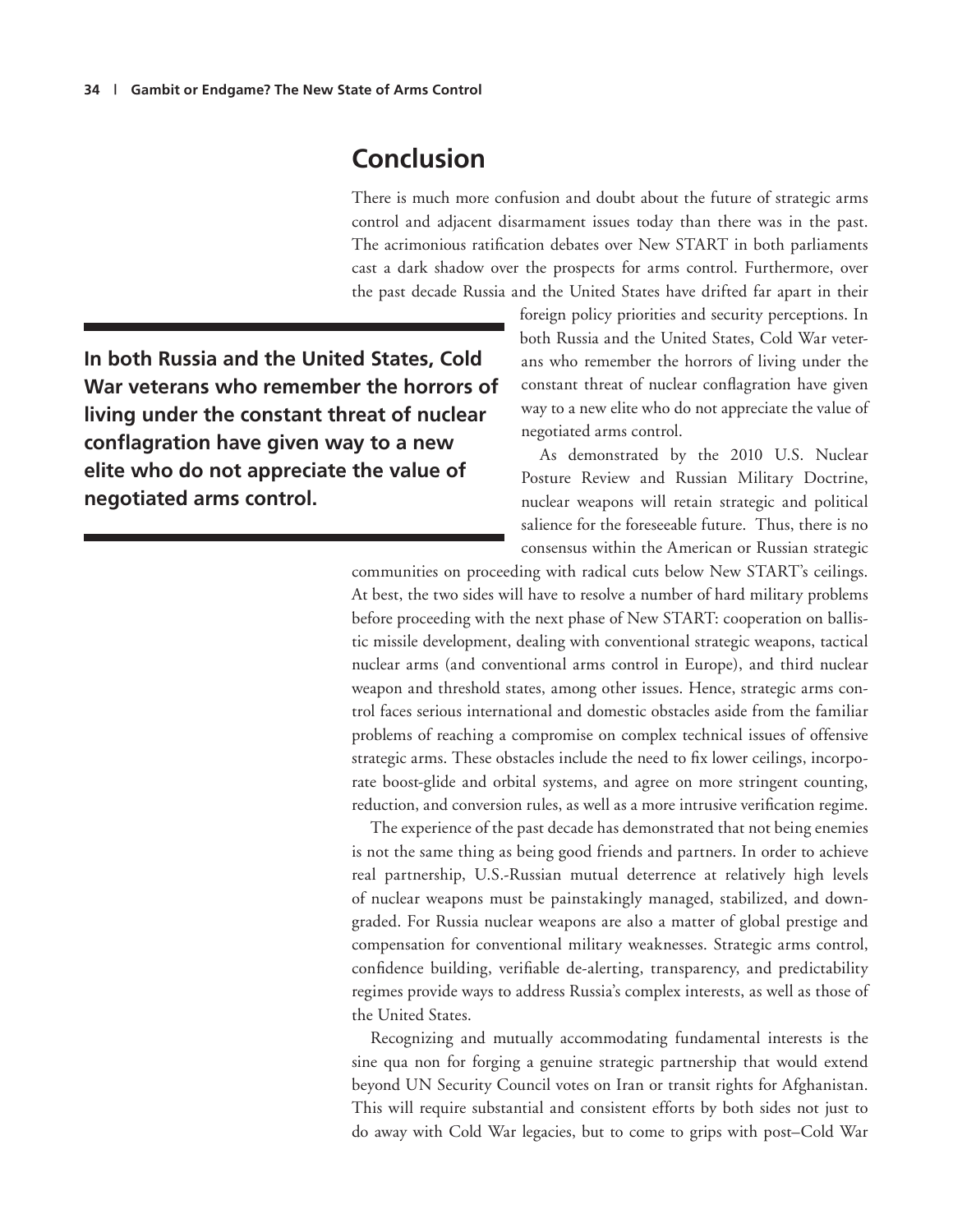## Conclusion

There is much more confusion and doubt about the future of strategic arms control and adjacent disarmament issues today than there was in the past. The acrimonious ratification debates over New START in both parliaments cast a dark shadow over the prospects for arms control. Furthermore, over the past decade Russia and the United States have drifted far apart in their foreign policy priorities and security perceptions. In both Russia and the United States, Cold War veterans who remember the horrors of living under the constant threat of nuclear conflagration have given way to a new elite who do not appreciate the value of negotiated arms control.

**In both Russia and the United States, Cold War veterans who remember the horrors of living under the constant threat of nuclear conflagration have given way to a new elite who do not appreciate the value of negotiated arms control.**

As demonstrated by the 2010 U.S. Nuclear Posture Review and Russian Military Doctrine, nuclear weapons will retain strategic and political salience for the foreseeable future. Thus, there is no consensus within the American or Russian strategic communities on proceeding with radical cuts below New START's ceilings. At best, the two sides will have to resolve a number of hard military problems before proceeding with the next phase of New START: cooperation on ballistic missile development, dealing with conventional strategic weapons, tactical nuclear arms (and conventional arms control in Europe), and third nuclear weapon and threshold states, among other issues. Hence, strategic arms control faces serious international and domestic obstacles aside from the familiar problems of reaching a compromise on complex technical issues of offensive strategic arms. These obstacles include the need to fix lower ceilings, incorporate boost-glide and orbital systems, and agree on more stringent counting, reduction, and conversion rules, as well as a more intrusive verification regime.

The experience of the past decade has demonstrated that not being enemies is not the same thing as being good friends and partners. In order to achieve real partnership, U.S.-Russian mutual deterrence at relatively high levels of nuclear weapons must be painstakingly managed, stabilized, and downgraded. For Russia nuclear weapons are also a matter of global prestige and compensation for conventional military weaknesses. Strategic arms control, confidence building, verifiable de-alerting, transparency, and predictability regimes provide ways to address Russia's complex interests, as well as those of the United States.

Recognizing and mutually accommodating fundamental interests is the sine qua non for forging a genuine strategic partnership that would extend beyond UN Security Council votes on Iran or transit rights for Afghanistan. This will require substantial and consistent efforts by both sides not just to do away with Cold War legacies, but to come to grips with post–Cold War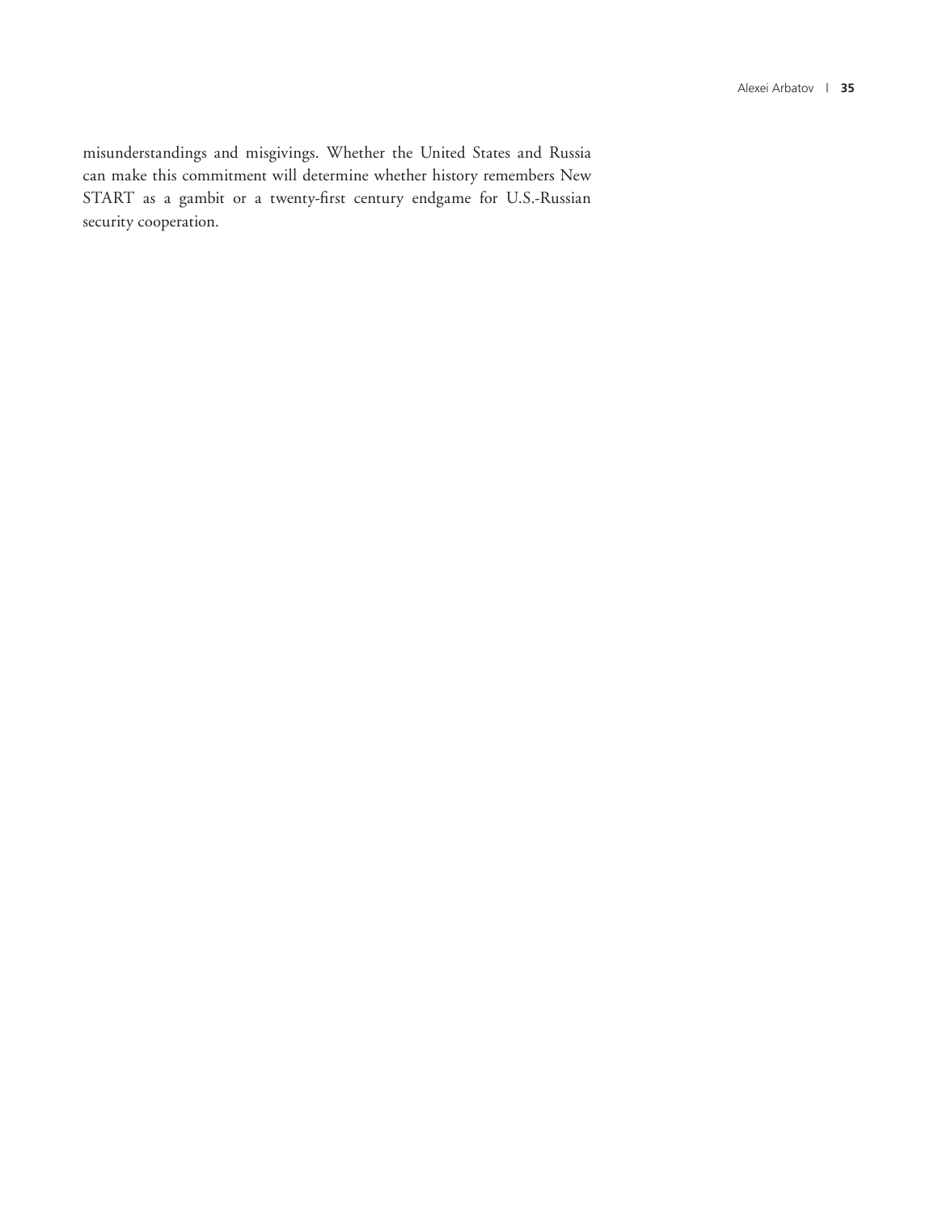misunderstandings and misgivings. Whether the United States and Russia can make this commitment will determine whether history remembers New START as a gambit or a twenty-first century endgame for U.S.-Russian security cooperation.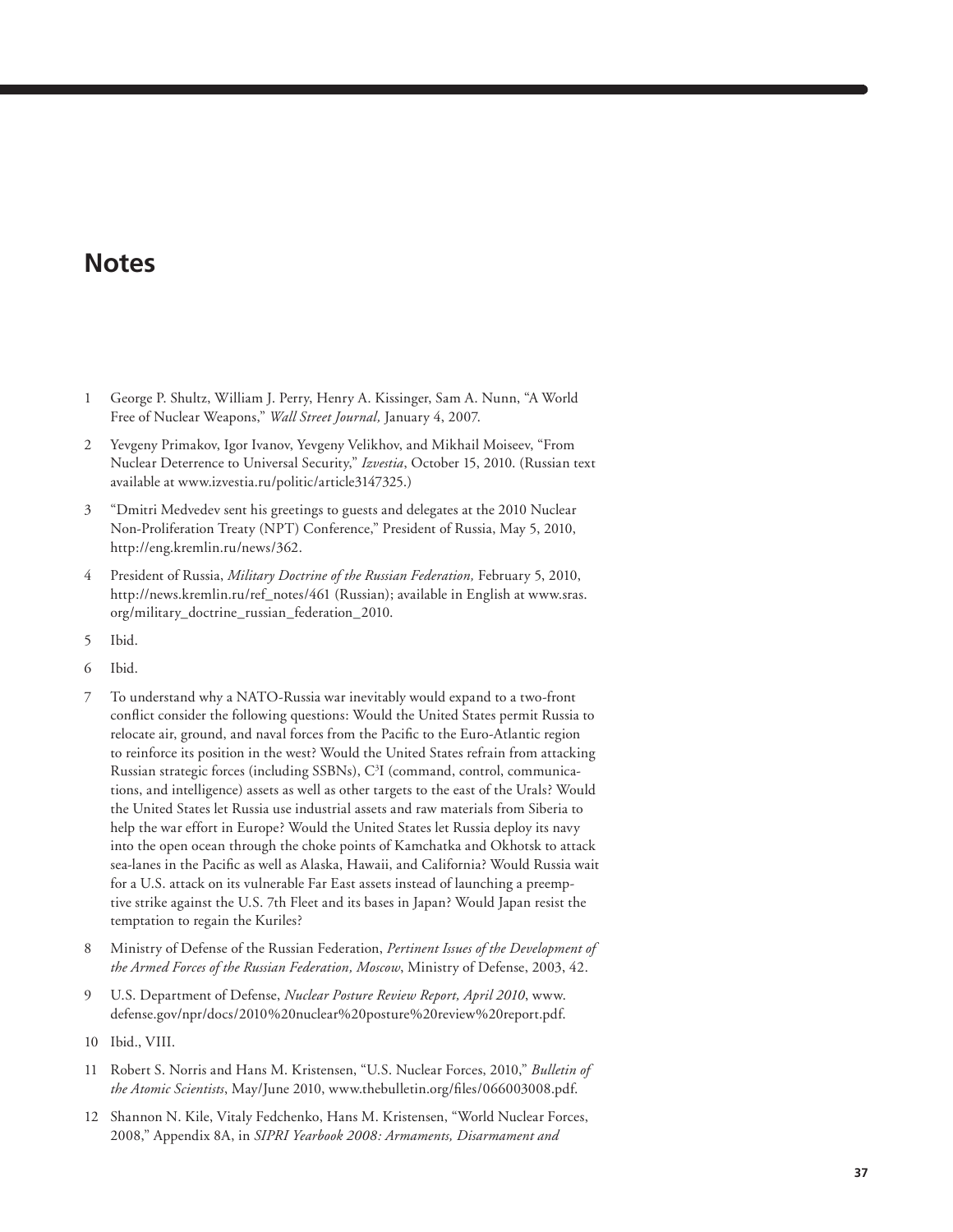# Notes

1 George P. Shultz, William J. Perry, Henry A. Kissinger, Sam A. Nunn, "A World Free of Nuclear Weapons," *Wall Street Journal,* January 4, 2007.

2 Yevgeny Primakov, Igor Ivanov, Yevgeny Velikhov, and Mikhail Moiseev, "From Nuclear Deterrence to Universal Security," *Izvestia*, October 15, 2010. (Russian text available at www.izvestia.ru/politic/article3147325.)

3 "Dmitri Medvedev sent his greetings to guests and delegates at the 2010 Nuclear Non-Proliferation Treaty (NPT) Conference," President of Russia, May 5, 2010, http://eng.kremlin.ru/news/362.

4 President of Russia, *Military Doctrine of the Russian Federation,* February 5, 2010, http://news.kremlin.ru/ref_notes/461 (Russian); available in English at www.sras.org/military_doctrine_russian_federation_2010.

5 Ibid.

6 Ibid.

7 To understand why a NATO-Russia war inevitably would expand to a two-front conflict consider the following questions: Would the United States permit Russia to relocate air, ground, and naval forces from the Pacific to the Euro-Atlantic region to reinforce its position in the west? Would the United States refrain from attacking Russian strategic forces (including SSBNs), C[3]I (command, control, communications, and intelligence) assets as well as other targets to the east of the Urals? Would the United States let Russia use industrial assets and raw materials from Siberia to help the war effort in Europe? Would the United States let Russia deploy its navy into the open ocean through the choke points of Kamchatka and Okhotsk to attack sea-lanes in the Pacific as well as Alaska, Hawaii, and California? Would Russia wait for a U.S. attack on its vulnerable Far East assets instead of launching a preemptive strike against the U.S. 7th Fleet and its bases in Japan? Would Japan resist the temptation to regain the Kuriles?

8 Ministry of Defense of the Russian Federation, *Pertinent Issues of the Development of the Armed Forces of the Russian Federation, Moscow*, Ministry of Defense, 2003, 42.

9 U.S. Department of Defense, *Nuclear Posture Review Report, April 2010*, www.defense.gov/npr/docs/2010%20nuclear%20posture%20review%20report.pdf.

10 Ibid., VIII.

11 Robert S. Norris and Hans M. Kristensen, "U.S. Nuclear Forces, 2010," *Bulletin of the Atomic Scientists*, May/June 2010, www.thebulletin.org/files/066003008.pdf.

12 Shannon N. Kile, Vitaly Fedchenko, Hans M. Kristensen, "World Nuclear Forces, 2008," Appendix 8A, in *SIPRI Yearbook 2008: Armaments, Disarmament and*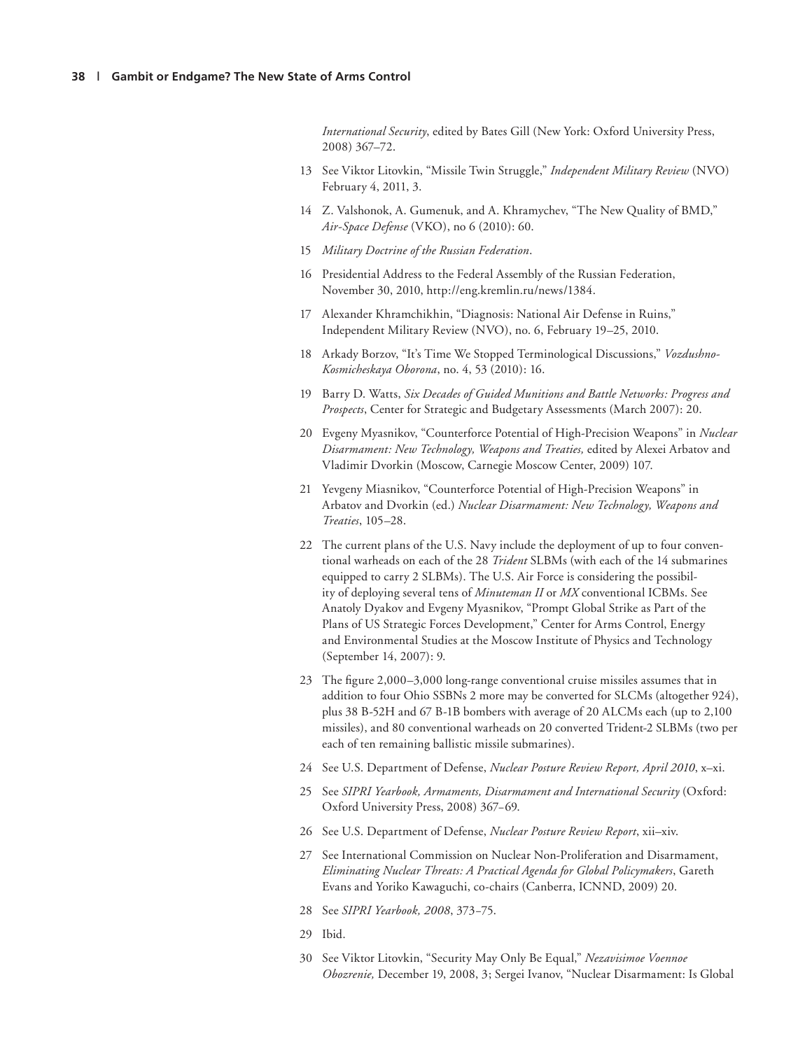*International Security*, edited by Bates Gill (New York: Oxford University Press, 2008) 367–72.

13 See Viktor Litovkin, "Missile Twin Struggle," *Independent Military Review* (NVO) February 4, 2011, 3.

14 Z. Valshonok, A. Gumenuk, and A. Khramychev, "The New Quality of BMD," *Air-Space Defense* (VKO), no 6 (2010): 60.

15 *Military Doctrine of the Russian Federation*.

16 Presidential Address to the Federal Assembly of the Russian Federation, November 30, 2010, http://eng.kremlin.ru/news/1384.

17 Alexander Khramchikhin, "Diagnosis: National Air Defense in Ruins," Independent Military Review (NVO), no. 6, February 19–25, 2010.

18 Arkady Borzov, "It's Time We Stopped Terminological Discussions," *Vozdushno-Kosmicheskaya Oborona*, no. 4, 53 (2010): 16.

19 Barry D. Watts, *Six Decades of Guided Munitions and Battle Networks: Progress and Prospects*, Center for Strategic and Budgetary Assessments (March 2007): 20.

20 Evgeny Myasnikov, "Counterforce Potential of High-Precision Weapons" in *Nuclear Disarmament: New Technology, Weapons and Treaties,* edited by Alexei Arbatov and Vladimir Dvorkin (Moscow, Carnegie Moscow Center, 2009) 107.

21 Yevgeny Miasnikov, "Counterforce Potential of High-Precision Weapons" in Arbatov and Dvorkin (ed.) *Nuclear Disarmament: New Technology, Weapons and Treaties*, 105–28.

22 The current plans of the U.S. Navy include the deployment of up to four conventional warheads on each of the 28 *Trident* SLBMs (with each of the 14 submarines equipped to carry 2 SLBMs). The U.S. Air Force is considering the possibility of deploying several tens of *Minuteman II* or *MX* conventional ICBMs. See Anatoly Dyakov and Evgeny Myasnikov, "Prompt Global Strike as Part of the Plans of US Strategic Forces Development," Center for Arms Control, Energy and Environmental Studies at the Moscow Institute of Physics and Technology (September 14, 2007): 9.

23 The figure 2,000–3,000 long-range conventional cruise missiles assumes that in addition to four Ohio SSBNs 2 more may be converted for SLCMs (altogether 924), plus 38 B-52H and 67 B-1B bombers with average of 20 ALCMs each (up to 2,100 missiles), and 80 conventional warheads on 20 converted Trident-2 SLBMs (two per each of ten remaining ballistic missile submarines).

24 See U.S. Department of Defense, *Nuclear Posture Review Report, April 2010*, x–xi.

25 See *SIPRI Yearbook, Armaments, Disarmament and International Security* (Oxford: Oxford University Press, 2008) 367–69.

26 See U.S. Department of Defense, *Nuclear Posture Review Report*, xii–xiv.

27 See International Commission on Nuclear Non-Proliferation and Disarmament, *Eliminating Nuclear Threats: A Practical Agenda for Global Policymakers*, Gareth Evans and Yoriko Kawaguchi, co-chairs (Canberra, ICNND, 2009) 20.

28 See *SIPRI Yearbook, 2008*, 373–75.

29 Ibid.

30 See Viktor Litovkin, "Security May Only Be Equal," *Nezavisimoe Voennoe Obozrenie,* December 19, 2008, 3; Sergei Ivanov, "Nuclear Disarmament: Is Global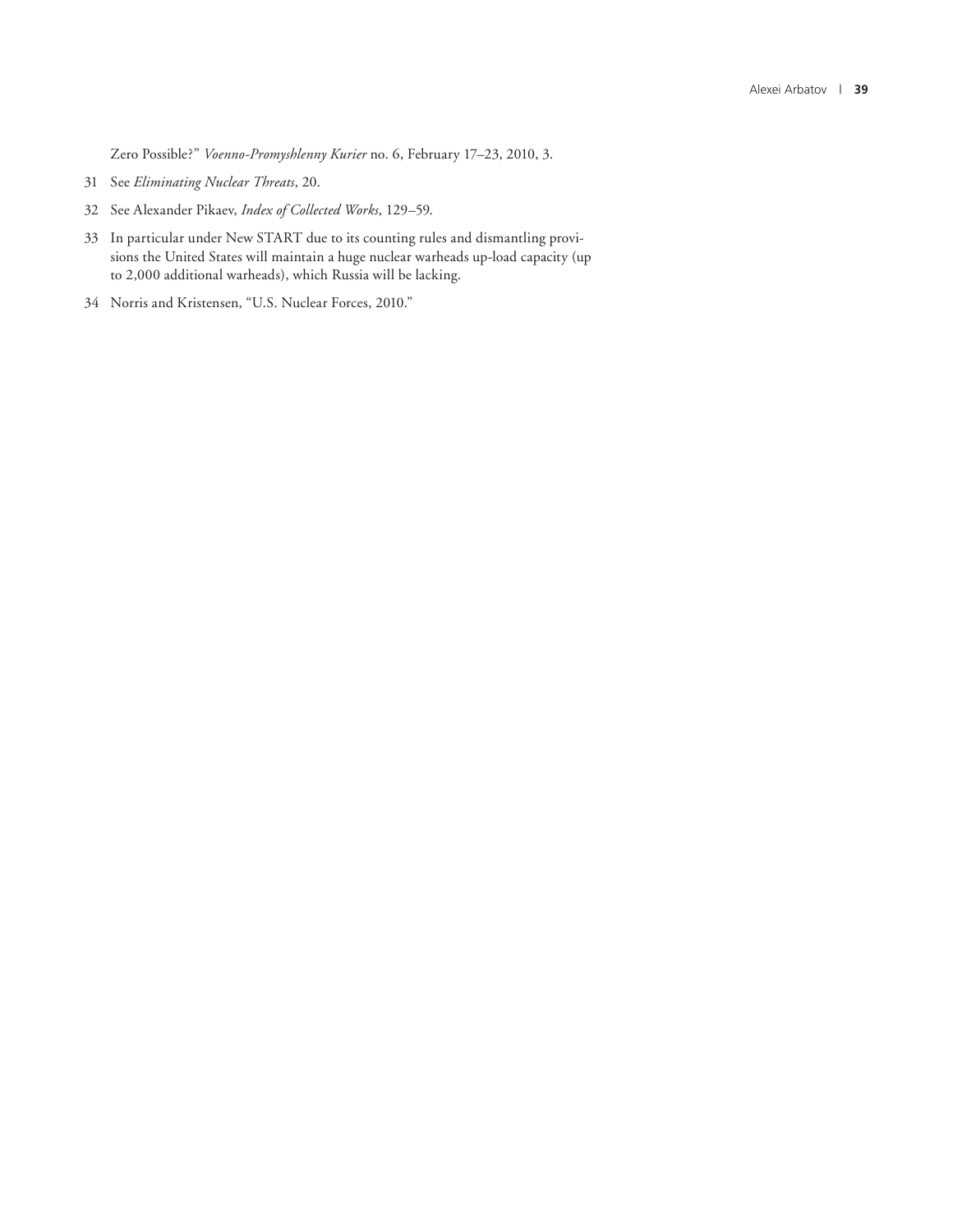Zero Possible?" *Voenno-Promyshlenny Kurier* no. 6, February 17–23, 2010, 3.

31 See *Eliminating Nuclear Threats*, 20.

32 See Alexander Pikaev, *Index of Collected Works*, 129–59.

33 In particular under New START due to its counting rules and dismantling provisions the United States will maintain a huge nuclear warheads up-load capacity (up to 2,000 additional warheads), which Russia will be lacking.

34 Norris and Kristensen, "U.S. Nuclear Forces, 2010."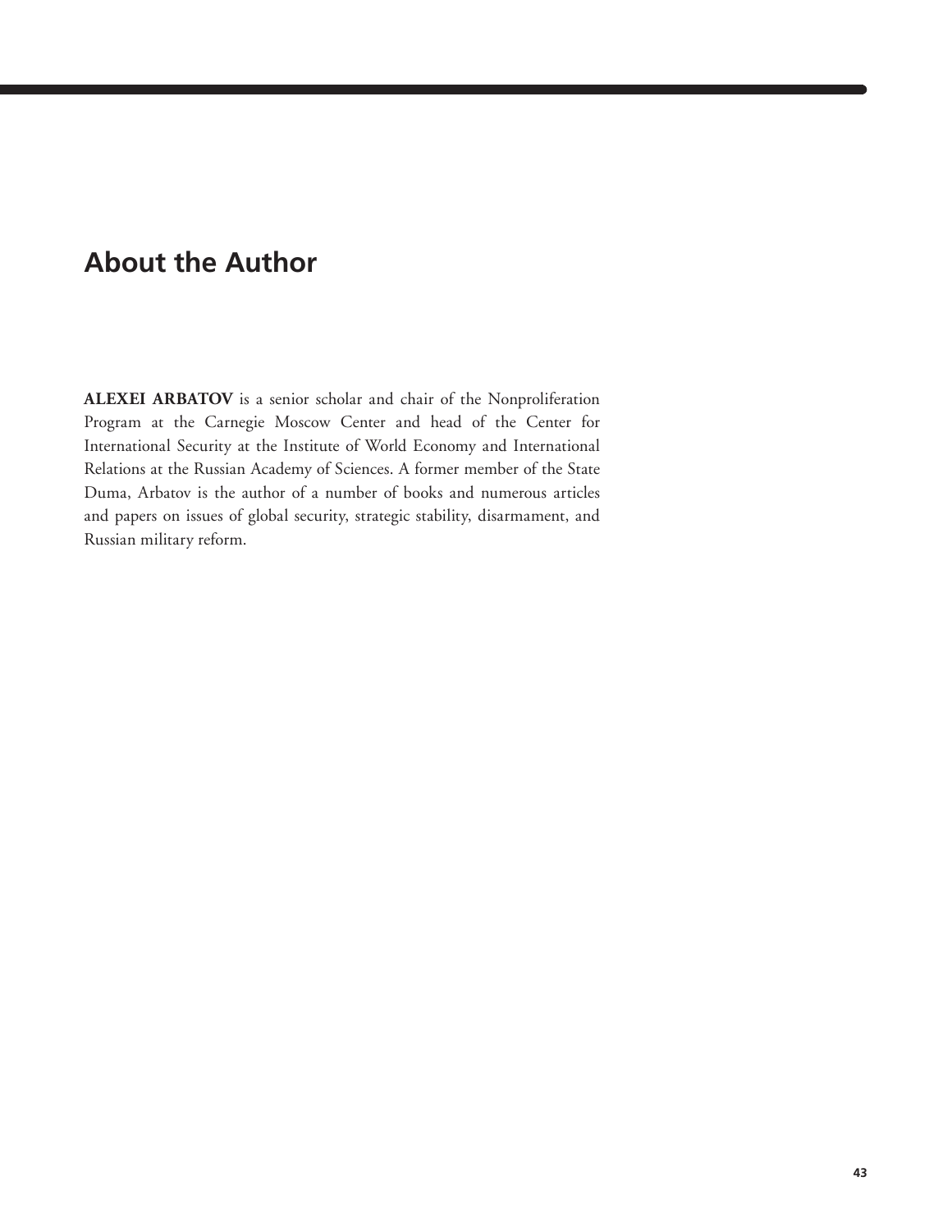## About the Author

**ALEXEI ARBATOV** is a senior scholar and chair of the Nonproliferation Program at the Carnegie Moscow Center and head of the Center for International Security at the Institute of World Economy and International Relations at the Russian Academy of Sciences. A former member of the State Duma, Arbatov is the author of a number of books and numerous articles and papers on issues of global security, strategic stability, disarmament, and Russian military reform.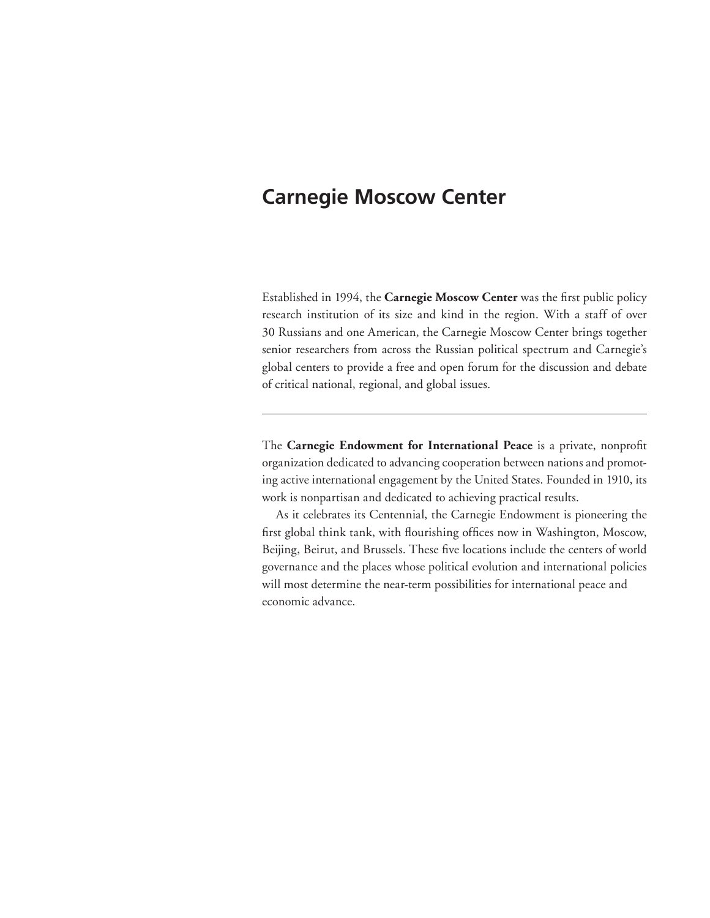# Carnegie Moscow Center

Established in 1994, the **Carnegie Moscow Center** was the first public policy research institution of its size and kind in the region. With a staff of over 30 Russians and one American, the Carnegie Moscow Center brings together senior researchers from across the Russian political spectrum and Carnegie's global centers to provide a free and open forum for the discussion and debate of critical national, regional, and global issues.

---

The **Carnegie Endowment for International Peace** is a private, nonprofit organization dedicated to advancing cooperation between nations and promoting active international engagement by the United States. Founded in 1910, its work is nonpartisan and dedicated to achieving practical results.

As it celebrates its Centennial, the Carnegie Endowment is pioneering the first global think tank, with flourishing offices now in Washington, Moscow, Beijing, Beirut, and Brussels. These five locations include the centers of world governance and the places whose political evolution and international policies will most determine the near-term possibilities for international peace and economic advance.